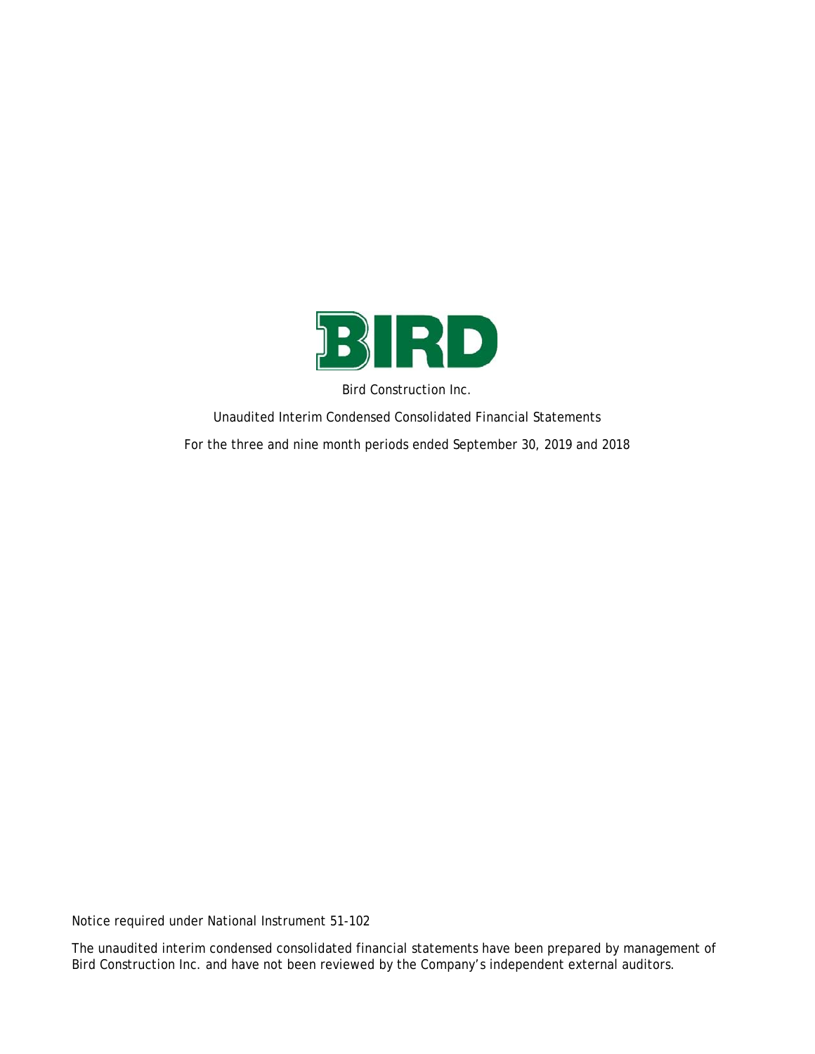BIRD

Bird Construction Inc.

Unaudited Interim Condensed Consolidated Financial Statements

For the three and nine month periods ended September 30, 2019 and 2018

Notice required under National Instrument 51-102

The unaudited interim condensed consolidated financial statements have been prepared by management of Bird Construction Inc. and have not been reviewed by the Company's independent external auditors.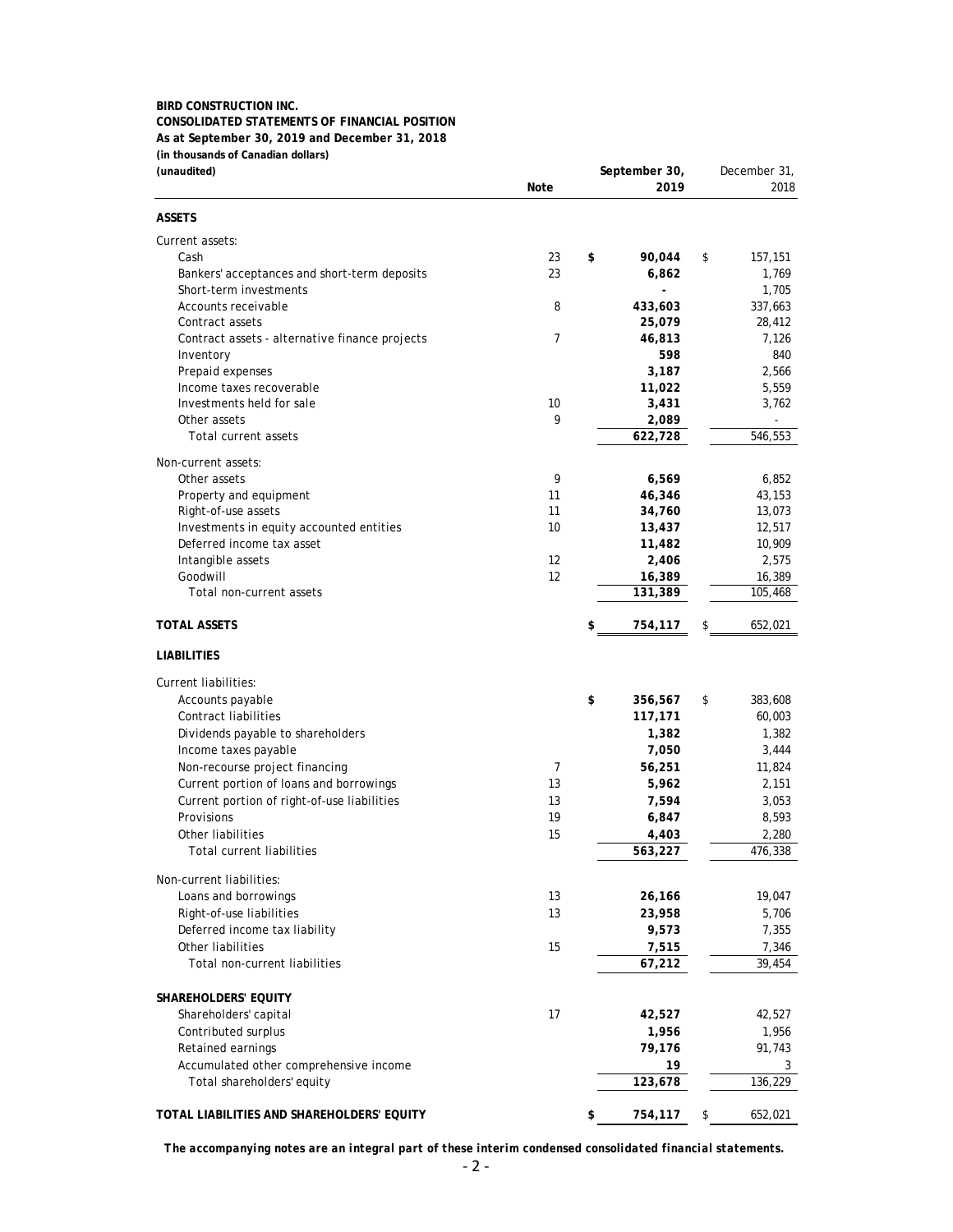**BIRD CONSTRUCTION INC.**
**CONSOLIDATED STATEMENTS OF FINANCIAL POSITION**
**As at September 30, 2019 and December 31, 2018**
***(in thousands of Canadian dollars)***
***(unaudited)***

| | Note | September 30, 2019 | December 31, 2018 |
|---|---|---|---|
| **ASSETS** | | | |
| Current assets: | | | |
| Cash | 23 | **$ 90,044** | $ 157,151 |
| Bankers' acceptances and short-term deposits | 23 | **6,862** | 1,769 |
| Short-term investments | | **-** | 1,705 |
| Accounts receivable | 8 | **433,603** | 337,663 |
| Contract assets | | **25,079** | 28,412 |
| Contract assets - alternative finance projects | 7 | **46,813** | 7,126 |
| Inventory | | **598** | 840 |
| Prepaid expenses | | **3,187** | 2,566 |
| Income taxes recoverable | | **11,022** | 5,559 |
| Investments held for sale | 10 | **3,431** | 3,762 |
| Other assets | 9 | **2,089** | - |
| Total current assets | | **622,728** | 546,553 |
| Non-current assets: | | | |
| Other assets | 9 | **6,569** | 6,852 |
| Property and equipment | 11 | **46,346** | 43,153 |
| Right-of-use assets | 11 | **34,760** | 13,073 |
| Investments in equity accounted entities | 10 | **13,437** | 12,517 |
| Deferred income tax asset | | **11,482** | 10,909 |
| Intangible assets | 12 | **2,406** | 2,575 |
| Goodwill | 12 | **16,389** | 16,389 |
| Total non-current assets | | **131,389** | 105,468 |
| **TOTAL ASSETS** | | **$ 754,117** | $ 652,021 |
| **LIABILITIES** | | | |
| Current liabilities: | | | |
| Accounts payable | | **$ 356,567** | $ 383,608 |
| Contract liabilities | | **117,171** | 60,003 |
| Dividends payable to shareholders | | **1,382** | 1,382 |
| Income taxes payable | | **7,050** | 3,444 |
| Non-recourse project financing | 7 | **56,251** | 11,824 |
| Current portion of loans and borrowings | 13 | **5,962** | 2,151 |
| Current portion of right-of-use liabilities | 13 | **7,594** | 3,053 |
| Provisions | 19 | **6,847** | 8,593 |
| Other liabilities | 15 | **4,403** | 2,280 |
| Total current liabilities | | **563,227** | 476,338 |
| Non-current liabilities: | | | |
| Loans and borrowings | 13 | **26,166** | 19,047 |
| Right-of-use liabilities | 13 | **23,958** | 5,706 |
| Deferred income tax liability | | **9,573** | 7,355 |
| Other liabilities | 15 | **7,515** | 7,346 |
| Total non-current liabilities | | **67,212** | 39,454 |
| **SHAREHOLDERS' EQUITY** | | | |
| Shareholders' capital | 17 | **42,527** | 42,527 |
| Contributed surplus | | **1,956** | 1,956 |
| Retained earnings | | **79,176** | 91,743 |
| Accumulated other comprehensive income | | **19** | 3 |
| Total shareholders' equity | | **123,678** | 136,229 |
| **TOTAL LIABILITIES AND SHAREHOLDERS' EQUITY** | | **$ 754,117** | $ 652,021 |

***The accompanying notes are an integral part of these interim condensed consolidated financial statements.***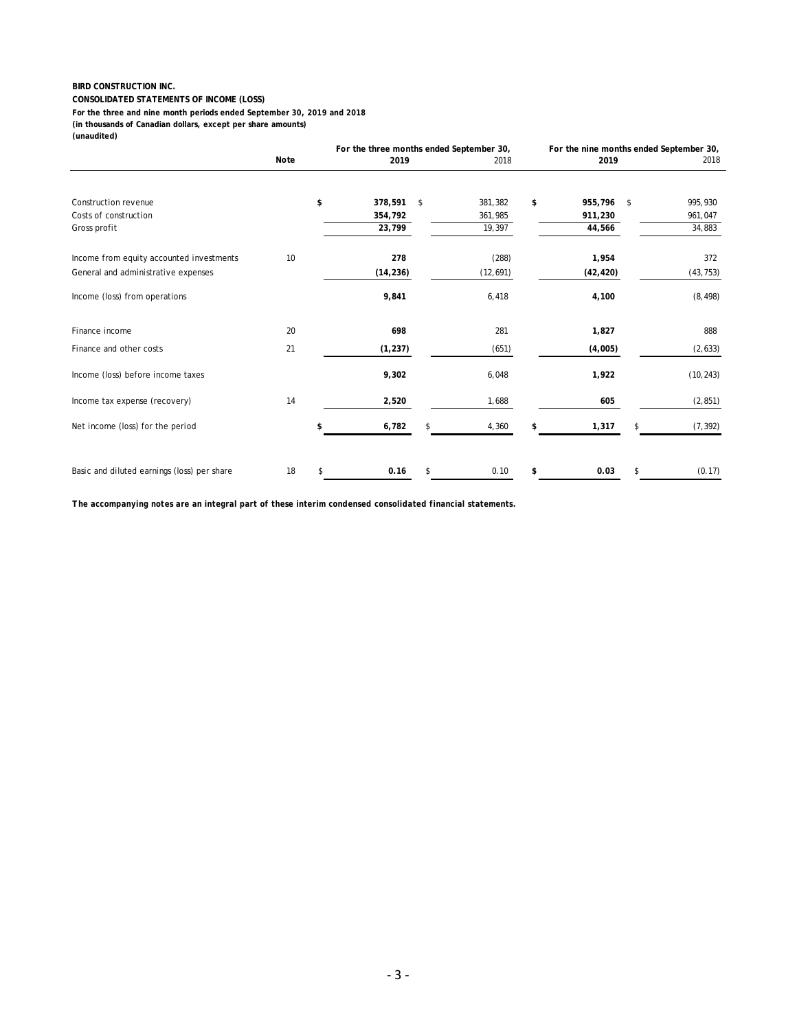**BIRD CONSTRUCTION INC.**
**CONSOLIDATED STATEMENTS OF INCOME (LOSS)**
**For the three and nine month periods ended September 30, 2019 and 2018**
**(in thousands of Canadian dollars, except per share amounts)**
**(unaudited)**

| | Note | For the three months ended September 30, 2019 | 2018 | For the nine months ended September 30, 2019 | 2018 |
|---|---|---|---|---|---|
| Construction revenue | | $ 378,591 | $ 381,382 | $ 955,796 | $ 995,930 |
| Costs of construction | | 354,792 | 361,985 | 911,230 | 961,047 |
| Gross profit | | 23,799 | 19,397 | 44,566 | 34,883 |
| Income from equity accounted investments | 10 | 278 | (288) | 1,954 | 372 |
| General and administrative expenses | | (14,236) | (12,691) | (42,420) | (43,753) |
| Income (loss) from operations | | 9,841 | 6,418 | 4,100 | (8,498) |
| Finance income | 20 | 698 | 281 | 1,827 | 888 |
| Finance and other costs | 21 | (1,237) | (651) | (4,005) | (2,633) |
| Income (loss) before income taxes | | 9,302 | 6,048 | 1,922 | (10,243) |
| Income tax expense (recovery) | 14 | 2,520 | 1,688 | 605 | (2,851) |
| Net income (loss) for the period | | $ 6,782 | $ 4,360 | $ 1,317 | $ (7,392) |
| Basic and diluted earnings (loss) per share | 18 | $ 0.16 | $ 0.10 | $ 0.03 | $ (0.17) |

**The accompanying notes are an integral part of these interim condensed consolidated financial statements.**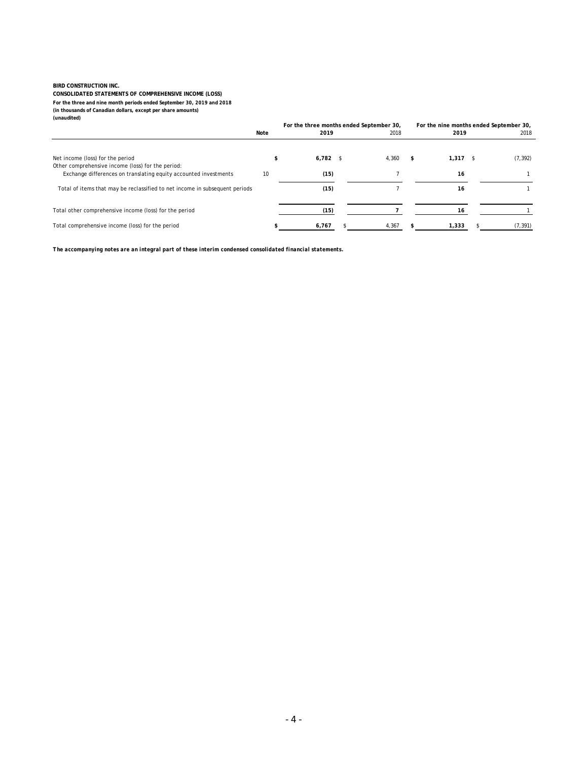**BIRD CONSTRUCTION INC.**
**CONSOLIDATED STATEMENTS OF COMPREHENSIVE INCOME (LOSS)**
**For the three and nine month periods ended September 30, 2019 and 2018**
**(in thousands of Canadian dollars, except per share amounts)**
**(unaudited)**

| | Note | For the three months ended September 30, 2019 | 2018 | For the nine months ended September 30, 2019 | 2018 |
|---|---|---|---|---|---|
| Net income (loss) for the period | | **$ 6,782** | $ 4,360 | **$ 1,317** | $ (7,392) |
| Other comprehensive income (loss) for the period: | | | | | |
| Exchange differences on translating equity accounted investments | 10 | **(15)** | 7 | **16** | 1 |
| Total of items that may be reclassified to net income in subsequent periods | | **(15)** | 7 | **16** | 1 |
| Total other comprehensive income (loss) for the period | | **(15)** | **7** | **16** | 1 |
| Total comprehensive income (loss) for the period | | **$ 6,767** | $ 4,367 | **$ 1,333** | $ (7,391) |

***The accompanying notes are an integral part of these interim condensed consolidated financial statements.***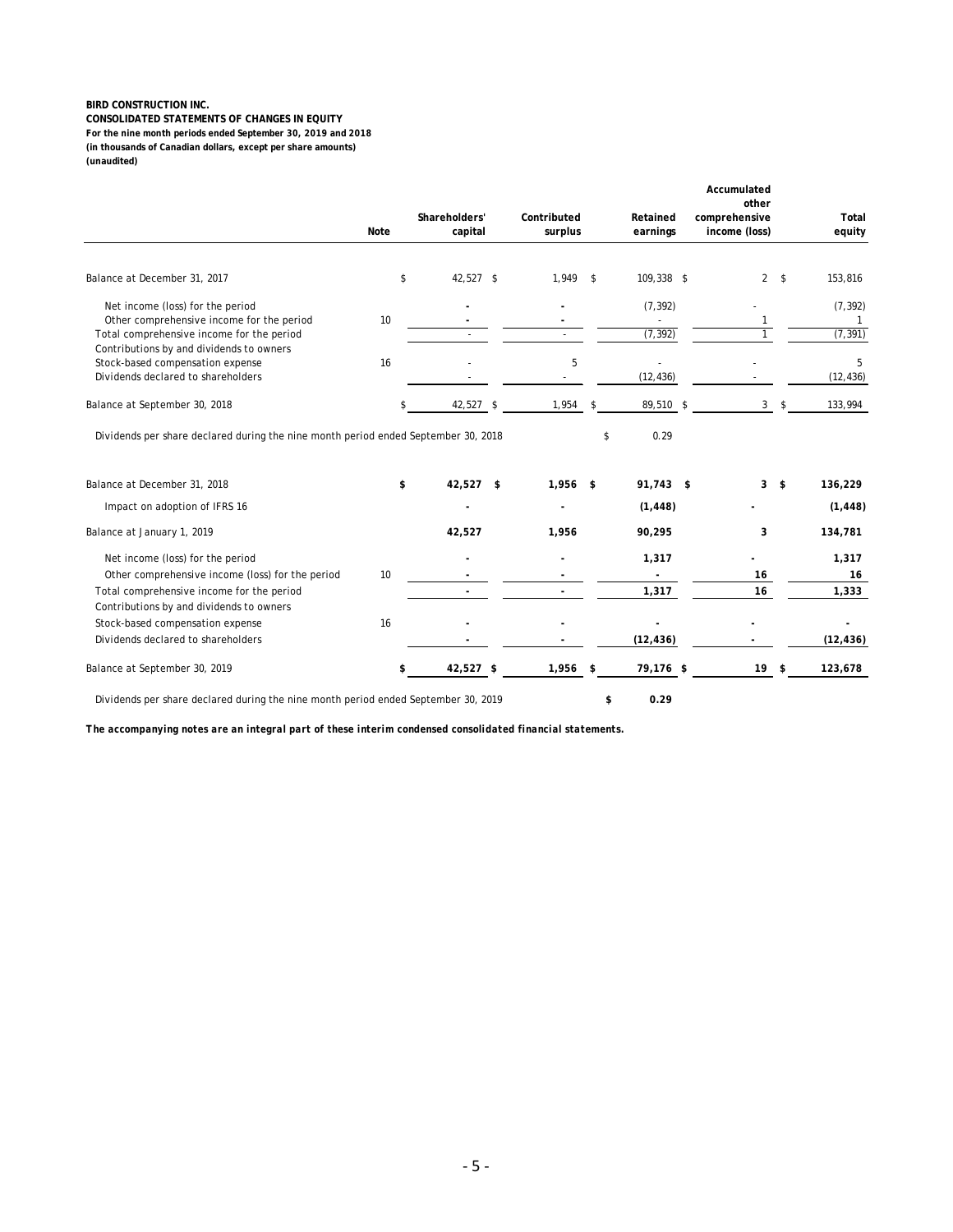**BIRD CONSTRUCTION INC.**
**CONSOLIDATED STATEMENTS OF CHANGES IN EQUITY**
**For the nine month periods ended September 30, 2019 and 2018**
**(in thousands of Canadian dollars, except per share amounts)**
**(unaudited)**

| | Note | Shareholders' capital | Contributed surplus | Retained earnings | Accumulated other comprehensive income (loss) | Total equity |
|---|---|---|---|---|---|---|
| Balance at December 31, 2017 | | $ 42,527 | $ 1,949 | $ 109,338 | $ 2 | $ 153,816 |
| Net income (loss) for the period | | - | - | (7,392) | - | (7,392) |
| Other comprehensive income for the period | 10 | - | - | - | 1 | 1 |
| Total comprehensive income for the period | | - | - | (7,392) | 1 | (7,391) |
| Contributions by and dividends to owners | | | | | | |
| Stock-based compensation expense | 16 | - | 5 | - | - | 5 |
| Dividends declared to shareholders | | - | - | (12,436) | - | (12,436) |
| Balance at September 30, 2018 | | $ 42,527 | $ 1,954 | $ 89,510 | $ 3 | $ 133,994 |
| Dividends per share declared during the nine month period ended September 30, 2018 | | | | $ 0.29 | | |
| | | | | | | |
| **Balance at December 31, 2018** | | **$ 42,527** | **$ 1,956** | **$ 91,743** | **$ 3** | **$ 136,229** |
| Impact on adoption of IFRS 16 | | **-** | **-** | **(1,448)** | **-** | **(1,448)** |
| Balance at January 1, 2019 | | **42,527** | **1,956** | **90,295** | **3** | **134,781** |
| Net income (loss) for the period | | **-** | **-** | **1,317** | **-** | **1,317** |
| Other comprehensive income (loss) for the period | 10 | **-** | **-** | **-** | **16** | **16** |
| Total comprehensive income for the period | | **-** | **-** | **1,317** | **16** | **1,333** |
| Contributions by and dividends to owners | | | | | | |
| Stock-based compensation expense | 16 | **-** | **-** | **-** | **-** | **-** |
| Dividends declared to shareholders | | **-** | **-** | **(12,436)** | **-** | **(12,436)** |
| Balance at September 30, 2019 | | **$ 42,527** | **$ 1,956** | **$ 79,176** | **$ 19** | **$ 123,678** |
| Dividends per share declared during the nine month period ended September 30, 2019 | | | | **$ 0.29** | | |

***The accompanying notes are an integral part of these interim condensed consolidated financial statements.***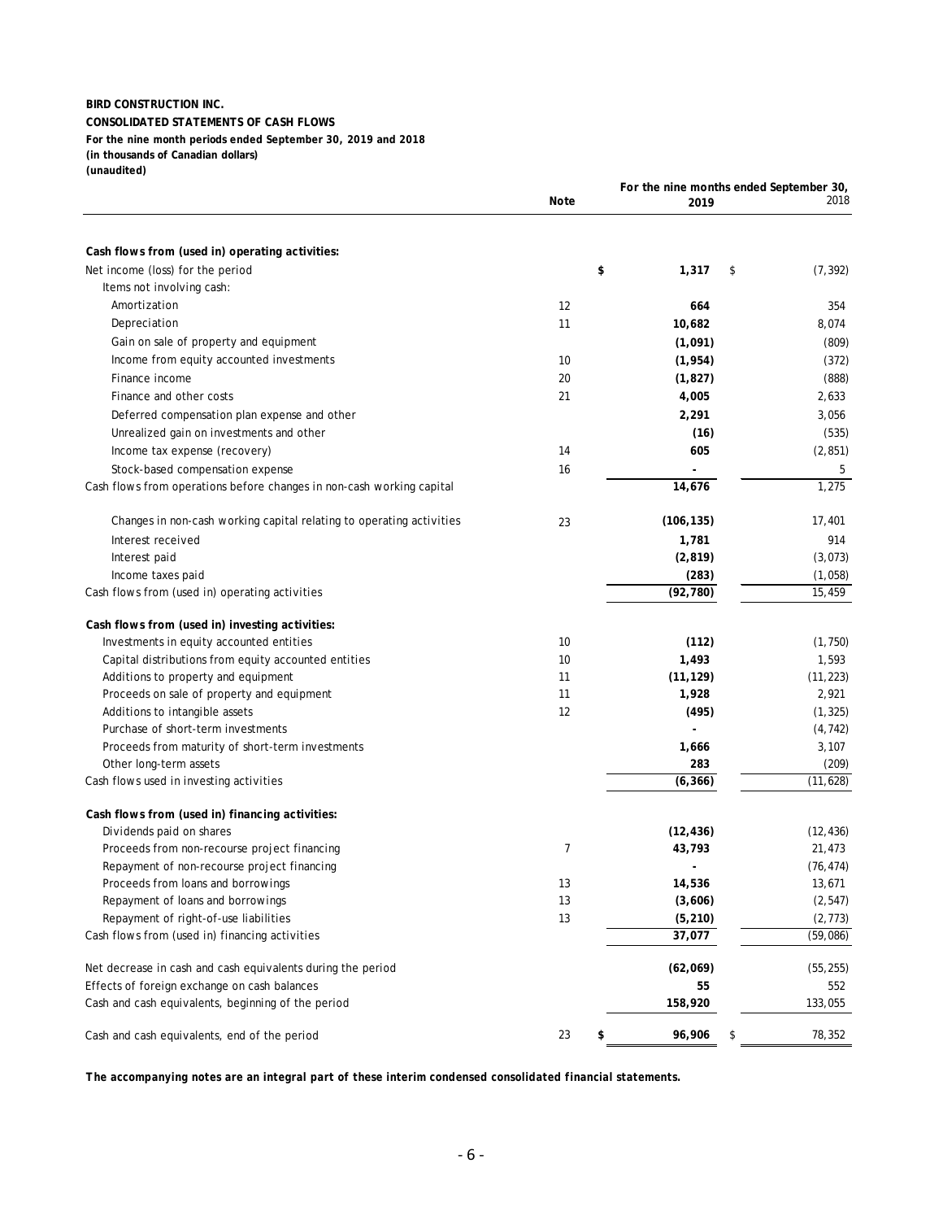**BIRD CONSTRUCTION INC.**
**CONSOLIDATED STATEMENTS OF CASH FLOWS**
**For the nine month periods ended September 30, 2019 and 2018**
**(in thousands of Canadian dollars)**
**(unaudited)**

| | Note | For the nine months ended September 30, 2019 | 2018 |
|---|---|---|---|
| **Cash flows from (used in) operating activities:** | | | |
| Net income (loss) for the period | | $ **1,317** | $ (7,392) |
| Items not involving cash: | | | |
| Amortization | 12 | **664** | 354 |
| Depreciation | 11 | **10,682** | 8,074 |
| Gain on sale of property and equipment | | **(1,091)** | (809) |
| Income from equity accounted investments | 10 | **(1,954)** | (372) |
| Finance income | 20 | **(1,827)** | (888) |
| Finance and other costs | 21 | **4,005** | 2,633 |
| Deferred compensation plan expense and other | | **2,291** | 3,056 |
| Unrealized gain on investments and other | | **(16)** | (535) |
| Income tax expense (recovery) | 14 | **605** | (2,851) |
| Stock-based compensation expense | 16 | **-** | 5 |
| Cash flows from operations before changes in non-cash working capital | | **14,676** | 1,275 |
| Changes in non-cash working capital relating to operating activities | 23 | **(106,135)** | 17,401 |
| Interest received | | **1,781** | 914 |
| Interest paid | | **(2,819)** | (3,073) |
| Income taxes paid | | **(283)** | (1,058) |
| Cash flows from (used in) operating activities | | **(92,780)** | 15,459 |
| **Cash flows from (used in) investing activities:** | | | |
| Investments in equity accounted entities | 10 | **(112)** | (1,750) |
| Capital distributions from equity accounted entities | 10 | **1,493** | 1,593 |
| Additions to property and equipment | 11 | **(11,129)** | (11,223) |
| Proceeds on sale of property and equipment | 11 | **1,928** | 2,921 |
| Additions to intangible assets | 12 | **(495)** | (1,325) |
| Purchase of short-term investments | | **-** | (4,742) |
| Proceeds from maturity of short-term investments | | **1,666** | 3,107 |
| Other long-term assets | | **283** | (209) |
| Cash flows used in investing activities | | **(6,366)** | (11,628) |
| **Cash flows from (used in) financing activities:** | | | |
| Dividends paid on shares | | **(12,436)** | (12,436) |
| Proceeds from non-recourse project financing | 7 | **43,793** | 21,473 |
| Repayment of non-recourse project financing | | **-** | (76,474) |
| Proceeds from loans and borrowings | 13 | **14,536** | 13,671 |
| Repayment of loans and borrowings | 13 | **(3,606)** | (2,547) |
| Repayment of right-of-use liabilities | 13 | **(5,210)** | (2,773) |
| Cash flows from (used in) financing activities | | **37,077** | (59,086) |
| Net decrease in cash and cash equivalents during the period | | **(62,069)** | (55,255) |
| Effects of foreign exchange on cash balances | | **55** | 552 |
| Cash and cash equivalents, beginning of the period | | **158,920** | 133,055 |
| Cash and cash equivalents, end of the period | 23 | $ **96,906** | $ 78,352 |

**The accompanying notes are an integral part of these interim condensed consolidated financial statements.**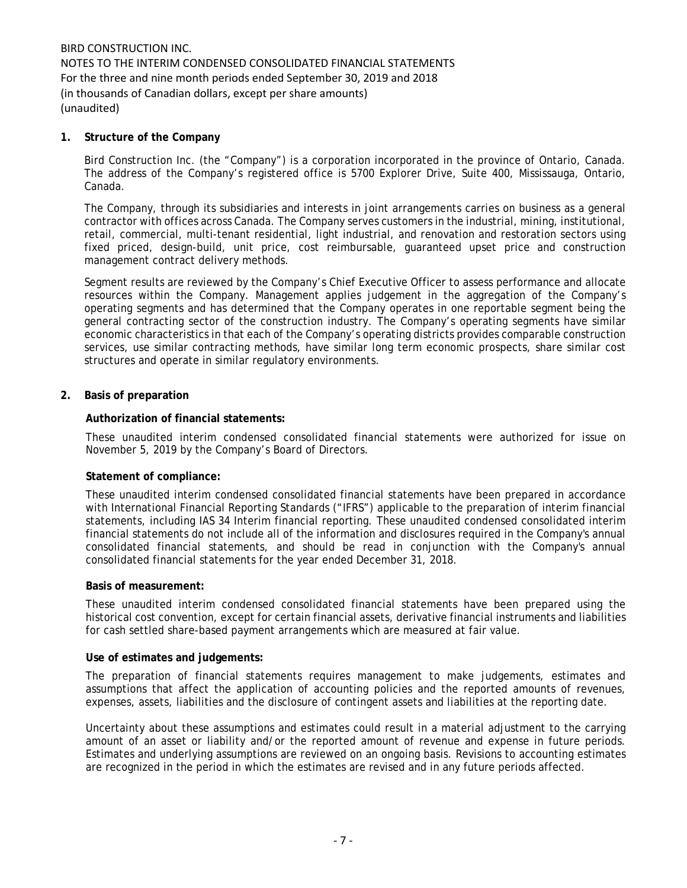## 1. Structure of the Company

Bird Construction Inc. (the "Company") is a corporation incorporated in the province of Ontario, Canada. The address of the Company's registered office is 5700 Explorer Drive, Suite 400, Mississauga, Ontario, Canada.

The Company, through its subsidiaries and interests in joint arrangements carries on business as a general contractor with offices across Canada. The Company serves customers in the industrial, mining, institutional, retail, commercial, multi-tenant residential, light industrial, and renovation and restoration sectors using fixed priced, design-build, unit price, cost reimbursable, guaranteed upset price and construction management contract delivery methods.

Segment results are reviewed by the Company's Chief Executive Officer to assess performance and allocate resources within the Company. Management applies judgement in the aggregation of the Company's operating segments and has determined that the Company operates in one reportable segment being the general contracting sector of the construction industry. The Company's operating segments have similar economic characteristics in that each of the Company's operating districts provides comparable construction services, use similar contracting methods, have similar long term economic prospects, share similar cost structures and operate in similar regulatory environments.

## 2. Basis of preparation

**Authorization of financial statements:**

These unaudited interim condensed consolidated financial statements were authorized for issue on November 5, 2019 by the Company's Board of Directors.

**Statement of compliance:**

These unaudited interim condensed consolidated financial statements have been prepared in accordance with International Financial Reporting Standards ("IFRS") applicable to the preparation of interim financial statements, including IAS 34 Interim financial reporting. These unaudited condensed consolidated interim financial statements do not include all of the information and disclosures required in the Company's annual consolidated financial statements, and should be read in conjunction with the Company's annual consolidated financial statements for the year ended December 31, 2018.

**Basis of measurement:**

These unaudited interim condensed consolidated financial statements have been prepared using the historical cost convention, except for certain financial assets, derivative financial instruments and liabilities for cash settled share-based payment arrangements which are measured at fair value.

**Use of estimates and judgements:**

The preparation of financial statements requires management to make judgements, estimates and assumptions that affect the application of accounting policies and the reported amounts of revenues, expenses, assets, liabilities and the disclosure of contingent assets and liabilities at the reporting date.

Uncertainty about these assumptions and estimates could result in a material adjustment to the carrying amount of an asset or liability and/or the reported amount of revenue and expense in future periods. Estimates and underlying assumptions are reviewed on an ongoing basis. Revisions to accounting estimates are recognized in the period in which the estimates are revised and in any future periods affected.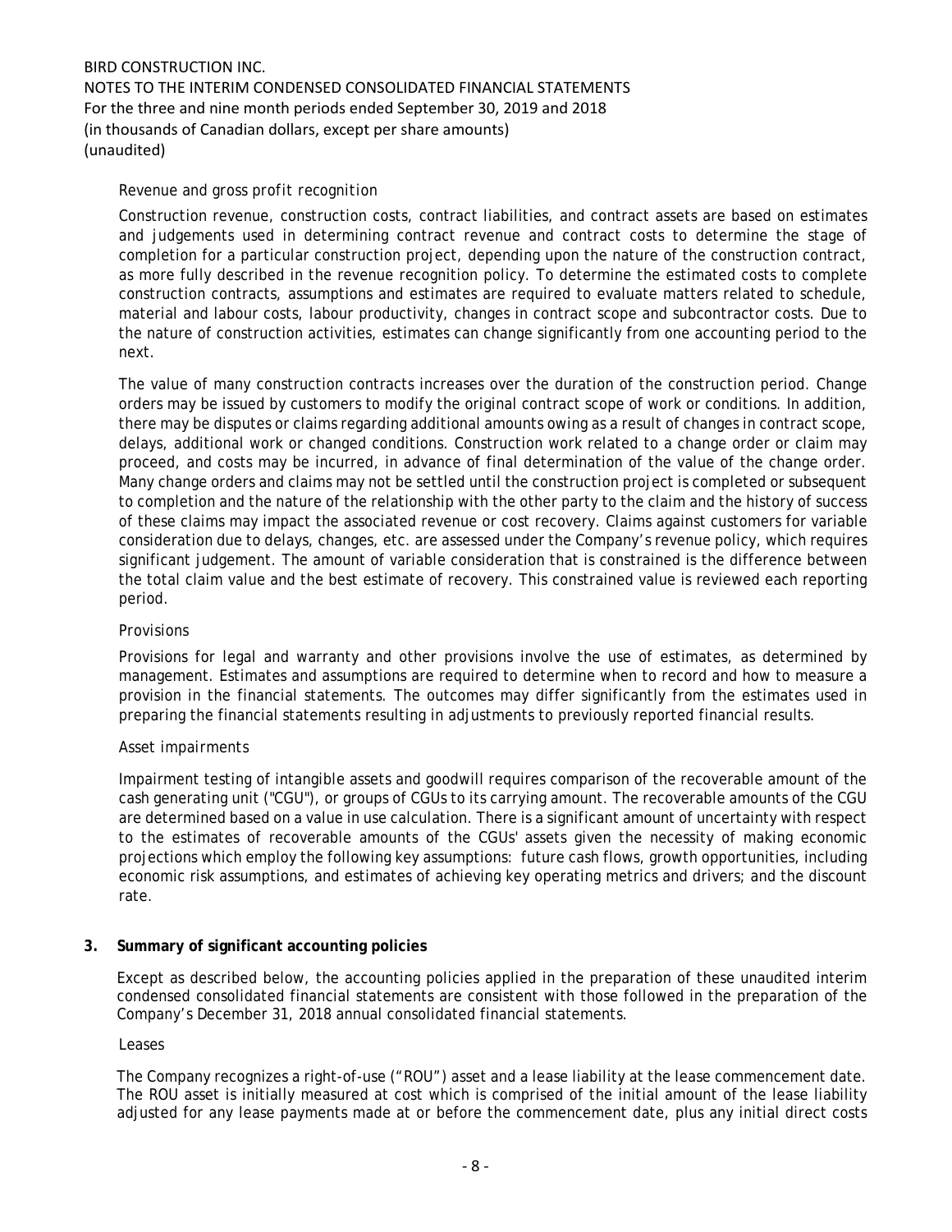*Revenue and gross profit recognition*

Construction revenue, construction costs, contract liabilities, and contract assets are based on estimates and judgements used in determining contract revenue and contract costs to determine the stage of completion for a particular construction project, depending upon the nature of the construction contract, as more fully described in the revenue recognition policy. To determine the estimated costs to complete construction contracts, assumptions and estimates are required to evaluate matters related to schedule, material and labour costs, labour productivity, changes in contract scope and subcontractor costs. Due to the nature of construction activities, estimates can change significantly from one accounting period to the next.

The value of many construction contracts increases over the duration of the construction period. Change orders may be issued by customers to modify the original contract scope of work or conditions. In addition, there may be disputes or claims regarding additional amounts owing as a result of changes in contract scope, delays, additional work or changed conditions. Construction work related to a change order or claim may proceed, and costs may be incurred, in advance of final determination of the value of the change order. Many change orders and claims may not be settled until the construction project is completed or subsequent to completion and the nature of the relationship with the other party to the claim and the history of success of these claims may impact the associated revenue or cost recovery. Claims against customers for variable consideration due to delays, changes, etc. are assessed under the Company's revenue policy, which requires significant judgement. The amount of variable consideration that is constrained is the difference between the total claim value and the best estimate of recovery. This constrained value is reviewed each reporting period.

*Provisions*

Provisions for legal and warranty and other provisions involve the use of estimates, as determined by management. Estimates and assumptions are required to determine when to record and how to measure a provision in the financial statements. The outcomes may differ significantly from the estimates used in preparing the financial statements resulting in adjustments to previously reported financial results.

*Asset impairments*

Impairment testing of intangible assets and goodwill requires comparison of the recoverable amount of the cash generating unit ("CGU"), or groups of CGUs to its carrying amount. The recoverable amounts of the CGU are determined based on a value in use calculation. There is a significant amount of uncertainty with respect to the estimates of recoverable amounts of the CGUs' assets given the necessity of making economic projections which employ the following key assumptions: future cash flows, growth opportunities, including economic risk assumptions, and estimates of achieving key operating metrics and drivers; and the discount rate.

## 3. Summary of significant accounting policies

Except as described below, the accounting policies applied in the preparation of these unaudited interim condensed consolidated financial statements are consistent with those followed in the preparation of the Company's December 31, 2018 annual consolidated financial statements.

*Leases*

The Company recognizes a right-of-use ("ROU") asset and a lease liability at the lease commencement date. The ROU asset is initially measured at cost which is comprised of the initial amount of the lease liability adjusted for any lease payments made at or before the commencement date, plus any initial direct costs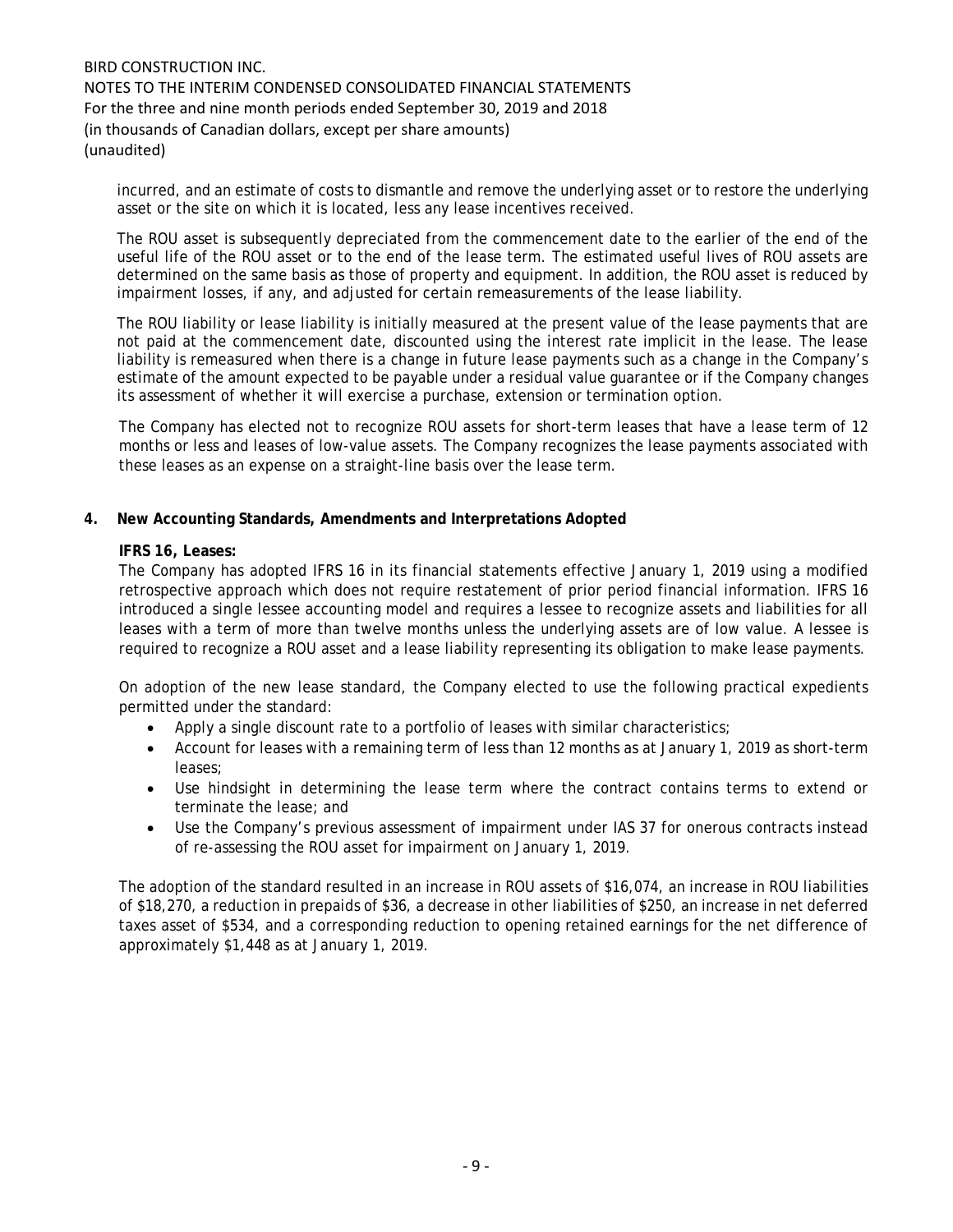incurred, and an estimate of costs to dismantle and remove the underlying asset or to restore the underlying asset or the site on which it is located, less any lease incentives received.

The ROU asset is subsequently depreciated from the commencement date to the earlier of the end of the useful life of the ROU asset or to the end of the lease term. The estimated useful lives of ROU assets are determined on the same basis as those of property and equipment. In addition, the ROU asset is reduced by impairment losses, if any, and adjusted for certain remeasurements of the lease liability.

The ROU liability or lease liability is initially measured at the present value of the lease payments that are not paid at the commencement date, discounted using the interest rate implicit in the lease. The lease liability is remeasured when there is a change in future lease payments such as a change in the Company's estimate of the amount expected to be payable under a residual value guarantee or if the Company changes its assessment of whether it will exercise a purchase, extension or termination option.

The Company has elected not to recognize ROU assets for short-term leases that have a lease term of 12 months or less and leases of low-value assets. The Company recognizes the lease payments associated with these leases as an expense on a straight-line basis over the lease term.

## 4. New Accounting Standards, Amendments and Interpretations Adopted

**IFRS 16, Leases:**

The Company has adopted IFRS 16 in its financial statements effective January 1, 2019 using a modified retrospective approach which does not require restatement of prior period financial information. IFRS 16 introduced a single lessee accounting model and requires a lessee to recognize assets and liabilities for all leases with a term of more than twelve months unless the underlying assets are of low value. A lessee is required to recognize a ROU asset and a lease liability representing its obligation to make lease payments.

On adoption of the new lease standard, the Company elected to use the following practical expedients permitted under the standard:

- Apply a single discount rate to a portfolio of leases with similar characteristics;
- Account for leases with a remaining term of less than 12 months as at January 1, 2019 as short-term leases;
- Use hindsight in determining the lease term where the contract contains terms to extend or terminate the lease; and
- Use the Company's previous assessment of impairment under IAS 37 for onerous contracts instead of re-assessing the ROU asset for impairment on January 1, 2019.

The adoption of the standard resulted in an increase in ROU assets of $16,074, an increase in ROU liabilities of $18,270, a reduction in prepaids of $36, a decrease in other liabilities of $250, an increase in net deferred taxes asset of $534, and a corresponding reduction to opening retained earnings for the net difference of approximately $1,448 as at January 1, 2019.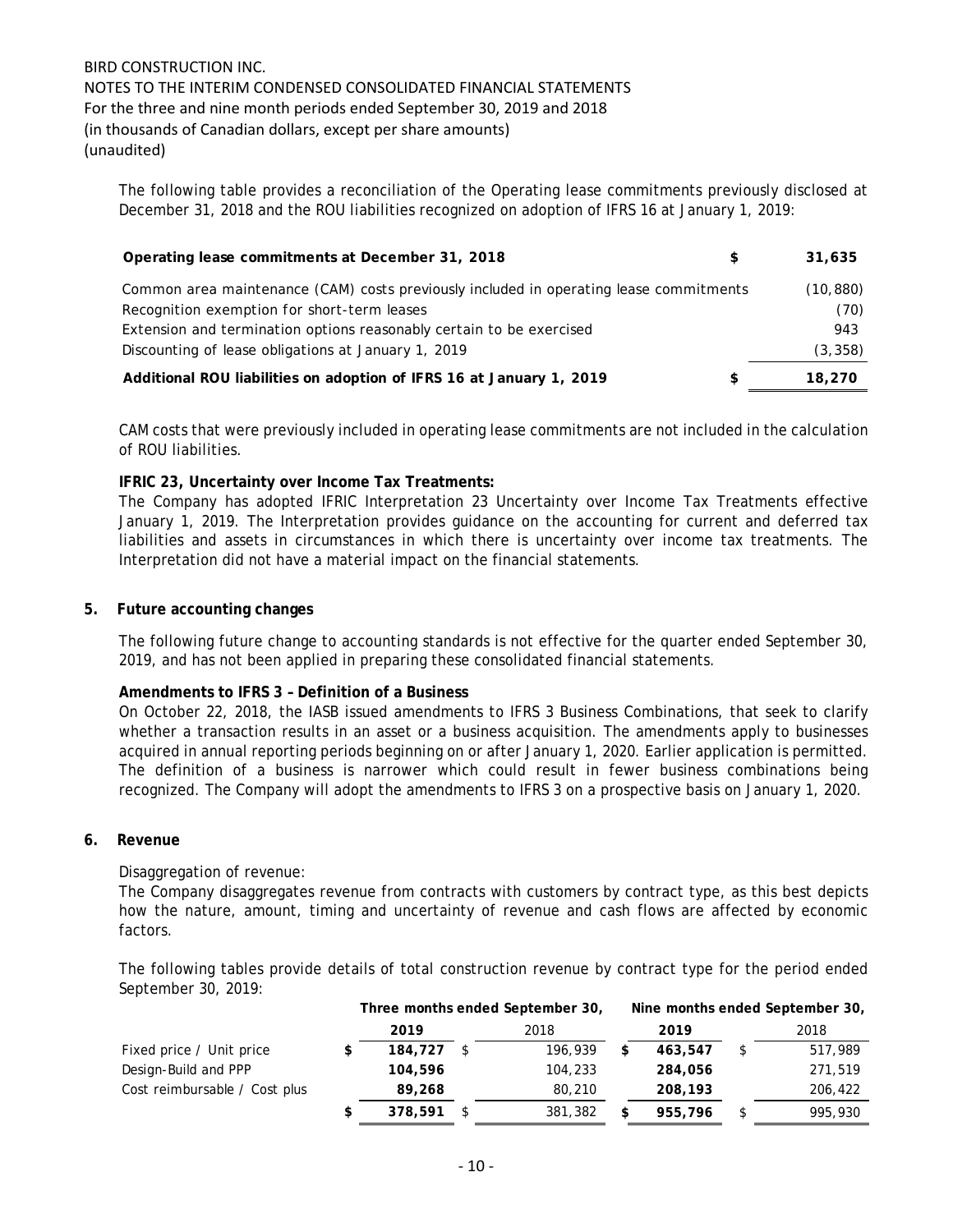The following table provides a reconciliation of the Operating lease commitments previously disclosed at December 31, 2018 and the ROU liabilities recognized on adoption of IFRS 16 at January 1, 2019:

| | | |
|---|---|---|
| **Operating lease commitments at December 31, 2018** | **$** | **31,635** |
| Common area maintenance (CAM) costs previously included in operating lease commitments | | (10,880) |
| Recognition exemption for short-term leases | | (70) |
| Extension and termination options reasonably certain to be exercised | | 943 |
| Discounting of lease obligations at January 1, 2019 | | (3,358) |
| **Additional ROU liabilities on adoption of IFRS 16 at January 1, 2019** | **$** | **18,270** |

CAM costs that were previously included in operating lease commitments are not included in the calculation of ROU liabilities.

**IFRIC 23, Uncertainty over Income Tax Treatments:**
The Company has adopted IFRIC Interpretation 23 Uncertainty over Income Tax Treatments effective January 1, 2019. The Interpretation provides guidance on the accounting for current and deferred tax liabilities and assets in circumstances in which there is uncertainty over income tax treatments. The Interpretation did not have a material impact on the financial statements.

## 5. Future accounting changes

The following future change to accounting standards is not effective for the quarter ended September 30, 2019, and has not been applied in preparing these consolidated financial statements.

**Amendments to IFRS 3 – Definition of a Business**
On October 22, 2018, the IASB issued amendments to IFRS 3 Business Combinations, that seek to clarify whether a transaction results in an asset or a business acquisition. The amendments apply to businesses acquired in annual reporting periods beginning on or after January 1, 2020. Earlier application is permitted. The definition of a business is narrower which could result in fewer business combinations being recognized. The Company will adopt the amendments to IFRS 3 on a prospective basis on January 1, 2020.

## 6. Revenue

Disaggregation of revenue:
The Company disaggregates revenue from contracts with customers by contract type, as this best depicts how the nature, amount, timing and uncertainty of revenue and cash flows are affected by economic factors.

The following tables provide details of total construction revenue by contract type for the period ended September 30, 2019:

| | Three months ended September 30, | | Nine months ended September 30, | |
|---|---|---|---|---|
| | **2019** | 2018 | **2019** | 2018 |
| Fixed price / Unit price | **$ 184,727** | $ 196,939 | **$ 463,547** | $ 517,989 |
| Design-Build and PPP | **104,596** | 104,233 | **284,056** | 271,519 |
| Cost reimbursable / Cost plus | **89,268** | 80,210 | **208,193** | 206,422 |
| | **$ 378,591** | $ 381,382 | **$ 955,796** | $ 995,930 |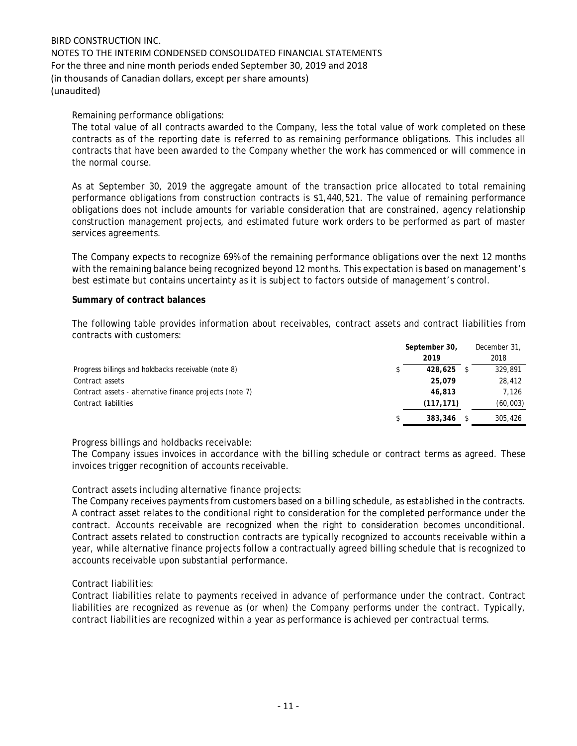Remaining performance obligations:

The total value of all contracts awarded to the Company, less the total value of work completed on these contracts as of the reporting date is referred to as remaining performance obligations. This includes all contracts that have been awarded to the Company whether the work has commenced or will commence in the normal course.

As at September 30, 2019 the aggregate amount of the transaction price allocated to total remaining performance obligations from construction contracts is $1,440,521. The value of remaining performance obligations does not include amounts for variable consideration that are constrained, agency relationship construction management projects, and estimated future work orders to be performed as part of master services agreements.

The Company expects to recognize 69% of the remaining performance obligations over the next 12 months with the remaining balance being recognized beyond 12 months. This expectation is based on management's best estimate but contains uncertainty as it is subject to factors outside of management's control.

**Summary of contract balances**

The following table provides information about receivables, contract assets and contract liabilities from contracts with customers:

| | September 30, 2019 | December 31, 2018 |
|---|---|---|
| Progress billings and holdbacks receivable (note 8) | $ 428,625 | $ 329,891 |
| Contract assets | 25,079 | 28,412 |
| Contract assets - alternative finance projects (note 7) | 46,813 | 7,126 |
| Contract liabilities | (117,171) | (60,003) |
| | $ 383,346 | $ 305,426 |

Progress billings and holdbacks receivable:

The Company issues invoices in accordance with the billing schedule or contract terms as agreed. These invoices trigger recognition of accounts receivable.

Contract assets including alternative finance projects:

The Company receives payments from customers based on a billing schedule, as established in the contracts. A contract asset relates to the conditional right to consideration for the completed performance under the contract. Accounts receivable are recognized when the right to consideration becomes unconditional. Contract assets related to construction contracts are typically recognized to accounts receivable within a year, while alternative finance projects follow a contractually agreed billing schedule that is recognized to accounts receivable upon substantial performance.

Contract liabilities:

Contract liabilities relate to payments received in advance of performance under the contract. Contract liabilities are recognized as revenue as (or when) the Company performs under the contract. Typically, contract liabilities are recognized within a year as performance is achieved per contractual terms.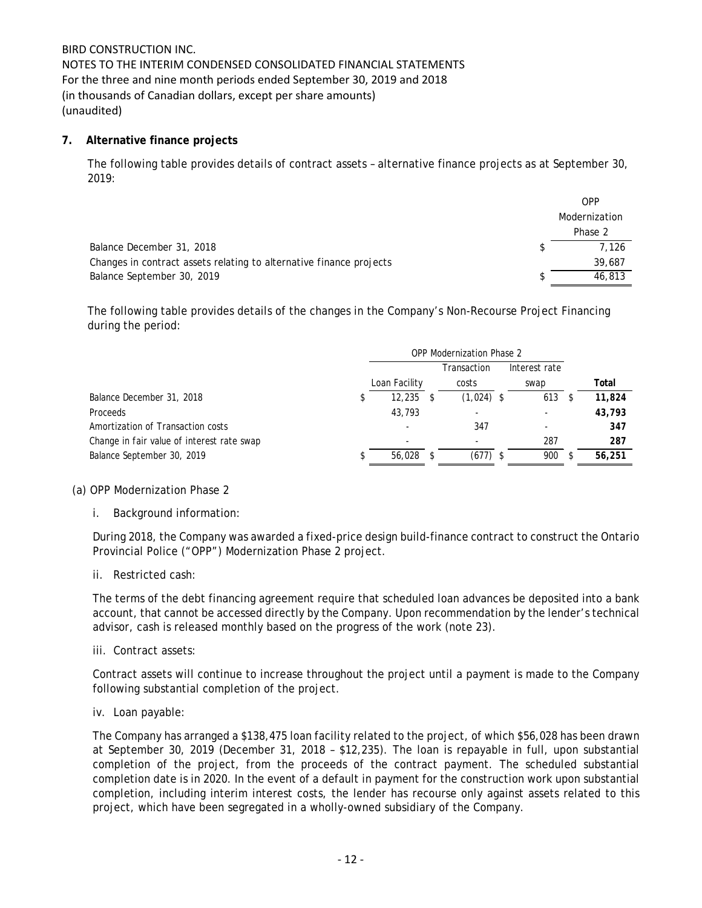BIRD CONSTRUCTION INC.
NOTES TO THE INTERIM CONDENSED CONSOLIDATED FINANCIAL STATEMENTS
For the three and nine month periods ended September 30, 2019 and 2018
(in thousands of Canadian dollars, except per share amounts)
(unaudited)

## 7. Alternative finance projects

The following table provides details of contract assets – alternative finance projects as at September 30, 2019:

| | OPP Modernization Phase 2 |
|---|---|
| Balance December 31, 2018 | $ 7,126 |
| Changes in contract assets relating to alternative finance projects | 39,687 |
| Balance September 30, 2019 | $ 46,813 |

The following table provides details of the changes in the Company's Non-Recourse Project Financing during the period:

| | OPP Modernization Phase 2 | | | |
|---|---|---|---|---|
| | Loan Facility | Transaction costs | Interest rate swap | **Total** |
| Balance December 31, 2018 | $ 12,235 | $ (1,024) | $ 613 | $ **11,824** |
| Proceeds | 43,793 | - | - | **43,793** |
| Amortization of Transaction costs | - | 347 | - | **347** |
| Change in fair value of interest rate swap | - | - | 287 | **287** |
| Balance September 30, 2019 | $ 56,028 | $ (677) | $ 900 | $ **56,251** |

(a) OPP Modernization Phase 2

i. Background information:

During 2018, the Company was awarded a fixed-price design build-finance contract to construct the Ontario Provincial Police ("OPP") Modernization Phase 2 project.

ii. Restricted cash:

The terms of the debt financing agreement require that scheduled loan advances be deposited into a bank account, that cannot be accessed directly by the Company. Upon recommendation by the lender's technical advisor, cash is released monthly based on the progress of the work (note 23).

iii. Contract assets:

Contract assets will continue to increase throughout the project until a payment is made to the Company following substantial completion of the project.

iv. Loan payable:

The Company has arranged a $138,475 loan facility related to the project, of which $56,028 has been drawn at September 30, 2019 (December 31, 2018 – $12,235). The loan is repayable in full, upon substantial completion of the project, from the proceeds of the contract payment. The scheduled substantial completion date is in 2020. In the event of a default in payment for the construction work upon substantial completion, including interim interest costs, the lender has recourse only against assets related to this project, which have been segregated in a wholly-owned subsidiary of the Company.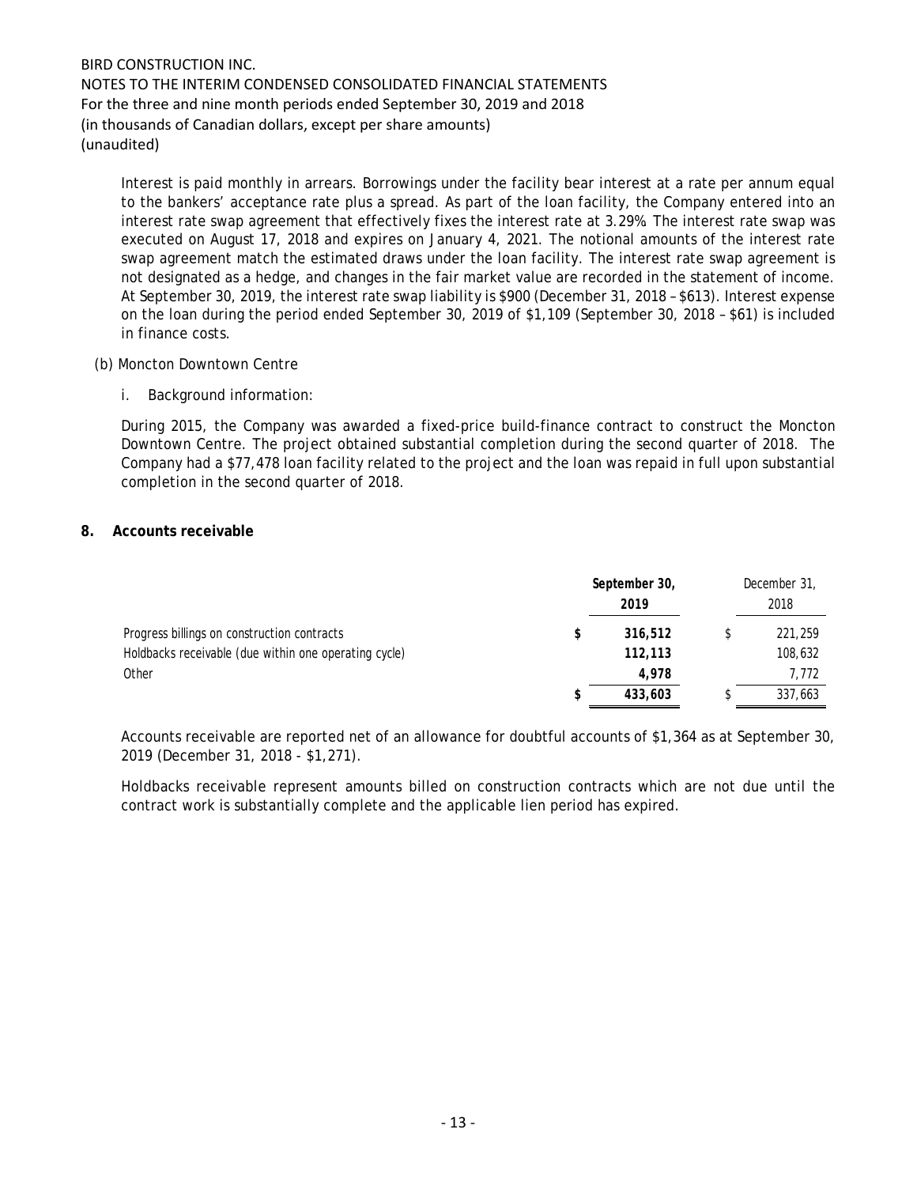Interest is paid monthly in arrears. Borrowings under the facility bear interest at a rate per annum equal to the bankers' acceptance rate plus a spread. As part of the loan facility, the Company entered into an interest rate swap agreement that effectively fixes the interest rate at 3.29%. The interest rate swap was executed on August 17, 2018 and expires on January 4, 2021. The notional amounts of the interest rate swap agreement match the estimated draws under the loan facility. The interest rate swap agreement is not designated as a hedge, and changes in the fair market value are recorded in the statement of income. At September 30, 2019, the interest rate swap liability is $900 (December 31, 2018 – $613). Interest expense on the loan during the period ended September 30, 2019 of $1,109 (September 30, 2018 – $61) is included in finance costs.

(b) Moncton Downtown Centre

i. Background information:

During 2015, the Company was awarded a fixed-price build-finance contract to construct the Moncton Downtown Centre. The project obtained substantial completion during the second quarter of 2018. The Company had a $77,478 loan facility related to the project and the loan was repaid in full upon substantial completion in the second quarter of 2018.

## 8. Accounts receivable

| | **September 30, 2019** | December 31, 2018 |
|---|---|---|
| Progress billings on construction contracts | **$ 316,512** | $ 221,259 |
| Holdbacks receivable (due within one operating cycle) | **112,113** | 108,632 |
| Other | **4,978** | 7,772 |
| | **$ 433,603** | $ 337,663 |

Accounts receivable are reported net of an allowance for doubtful accounts of $1,364 as at September 30, 2019 (December 31, 2018 - $1,271).

Holdbacks receivable represent amounts billed on construction contracts which are not due until the contract work is substantially complete and the applicable lien period has expired.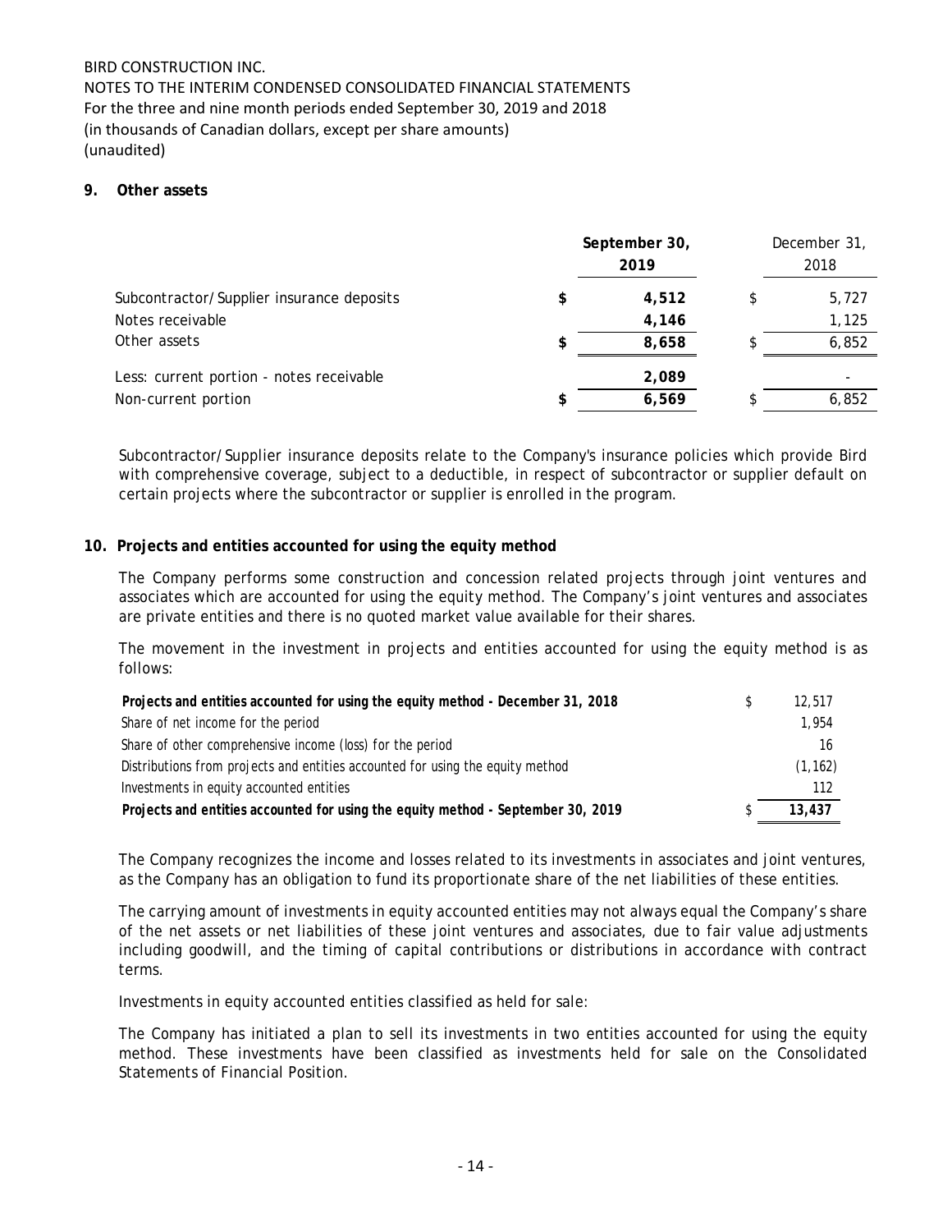BIRD CONSTRUCTION INC.
NOTES TO THE INTERIM CONDENSED CONSOLIDATED FINANCIAL STATEMENTS
For the three and nine month periods ended September 30, 2019 and 2018
(in thousands of Canadian dollars, except per share amounts)
(unaudited)

## 9. Other assets

| | September 30, 2019 | December 31, 2018 |
|---|---|---|
| Subcontractor/Supplier insurance deposits | $ 4,512 | $ 5,727 |
| Notes receivable | 4,146 | 1,125 |
| Other assets | $ 8,658 | $ 6,852 |
| Less: current portion - notes receivable | 2,089 | - |
| Non-current portion | $ 6,569 | $ 6,852 |

Subcontractor/Supplier insurance deposits relate to the Company's insurance policies which provide Bird with comprehensive coverage, subject to a deductible, in respect of subcontractor or supplier default on certain projects where the subcontractor or supplier is enrolled in the program.

## 10. Projects and entities accounted for using the equity method

The Company performs some construction and concession related projects through joint ventures and associates which are accounted for using the equity method. The Company's joint ventures and associates are private entities and there is no quoted market value available for their shares.

The movement in the investment in projects and entities accounted for using the equity method is as follows:

| | |
|---|---|
| **Projects and entities accounted for using the equity method - December 31, 2018** | $ 12,517 |
| Share of net income for the period | 1,954 |
| Share of other comprehensive income (loss) for the period | 16 |
| Distributions from projects and entities accounted for using the equity method | (1,162) |
| Investments in equity accounted entities | 112 |
| **Projects and entities accounted for using the equity method - September 30, 2019** | $ **13,437** |

The Company recognizes the income and losses related to its investments in associates and joint ventures, as the Company has an obligation to fund its proportionate share of the net liabilities of these entities.

The carrying amount of investments in equity accounted entities may not always equal the Company's share of the net assets or net liabilities of these joint ventures and associates, due to fair value adjustments including goodwill, and the timing of capital contributions or distributions in accordance with contract terms.

Investments in equity accounted entities classified as held for sale:

The Company has initiated a plan to sell its investments in two entities accounted for using the equity method. These investments have been classified as investments held for sale on the Consolidated Statements of Financial Position.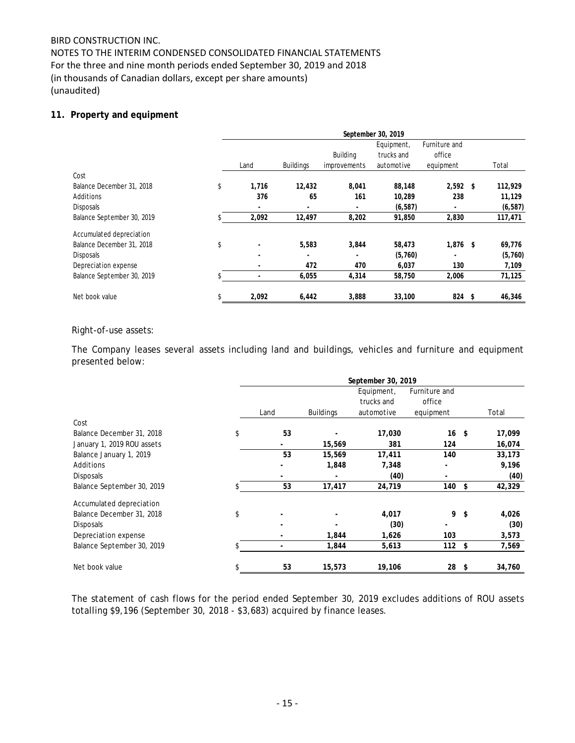# BIRD CONSTRUCTION INC.

NOTES TO THE INTERIM CONDENSED CONSOLIDATED FINANCIAL STATEMENTS
For the three and nine month periods ended September 30, 2019 and 2018
(in thousands of Canadian dollars, except per share amounts)
(unaudited)

## 11. Property and equipment

| | September 30, 2019 | | | | | |
|---|---|---|---|---|---|---|
| | Land | Buildings | Building improvements | Equipment, trucks and automotive | Furniture and office equipment | Total |
| **Cost** | | | | | | |
| Balance December 31, 2018 | $ 1,716 | 12,432 | 8,041 | 88,148 | 2,592 | $ 112,929 |
| Additions | 376 | 65 | 161 | 10,289 | 238 | 11,129 |
| Disposals | - | - | - | (6,587) | - | (6,587) |
| Balance September 30, 2019 | $ 2,092 | 12,497 | 8,202 | 91,850 | 2,830 | 117,471 |
| **Accumulated depreciation** | | | | | | |
| Balance December 31, 2018 | $ - | 5,583 | 3,844 | 58,473 | 1,876 | $ 69,776 |
| Disposals | - | - | - | (5,760) | - | (5,760) |
| Depreciation expense | - | 472 | 470 | 6,037 | 130 | 7,109 |
| Balance September 30, 2019 | $ - | 6,055 | 4,314 | 58,750 | 2,006 | 71,125 |
| Net book value | $ 2,092 | 6,442 | 3,888 | 33,100 | 824 | $ 46,346 |

Right-of-use assets:

The Company leases several assets including land and buildings, vehicles and furniture and equipment presented below:

| | September 30, 2019 | | | | |
|---|---|---|---|---|---|
| | Land | Buildings | Equipment, trucks and automotive | Furniture and office equipment | Total |
| **Cost** | | | | | |
| Balance December 31, 2018 | $ 53 | - | 17,030 | 16 | $ 17,099 |
| January 1, 2019 ROU assets | - | 15,569 | 381 | 124 | 16,074 |
| Balance January 1, 2019 | 53 | 15,569 | 17,411 | 140 | 33,173 |
| Additions | - | 1,848 | 7,348 | - | 9,196 |
| Disposals | - | - | (40) | - | (40) |
| Balance September 30, 2019 | $ 53 | 17,417 | 24,719 | 140 | $ 42,329 |
| **Accumulated depreciation** | | | | | |
| Balance December 31, 2018 | $ - | - | 4,017 | 9 | $ 4,026 |
| Disposals | - | - | (30) | - | (30) |
| Depreciation expense | - | 1,844 | 1,626 | 103 | 3,573 |
| Balance September 30, 2019 | $ - | 1,844 | 5,613 | 112 | $ 7,569 |
| Net book value | $ 53 | 15,573 | 19,106 | 28 | $ 34,760 |

The statement of cash flows for the period ended September 30, 2019 excludes additions of ROU assets totalling $9,196 (September 30, 2018 - $3,683) acquired by finance leases.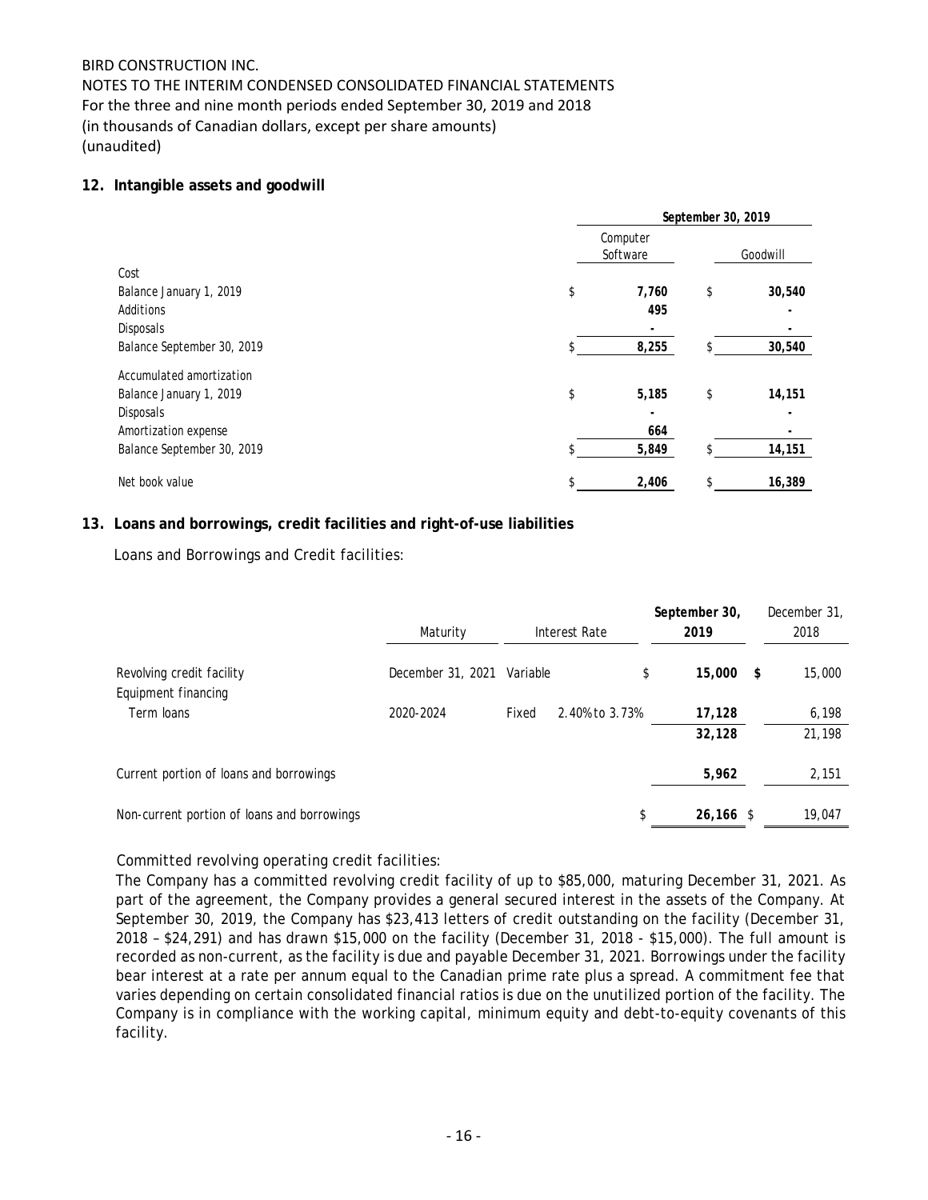BIRD CONSTRUCTION INC.
NOTES TO THE INTERIM CONDENSED CONSOLIDATED FINANCIAL STATEMENTS
For the three and nine month periods ended September 30, 2019 and 2018
(in thousands of Canadian dollars, except per share amounts)
(unaudited)

**12. Intangible assets and goodwill**

| | September 30, 2019 | |
|---|---|---|
| | Computer Software | Goodwill |
| Cost | | |
| Balance January 1, 2019 | $ 7,760 | $ 30,540 |
| Additions | 495 | - |
| Disposals | - | - |
| Balance September 30, 2019 | $ 8,255 | $ 30,540 |
| Accumulated amortization | | |
| Balance January 1, 2019 | $ 5,185 | $ 14,151 |
| Disposals | - | - |
| Amortization expense | 664 | - |
| Balance September 30, 2019 | $ 5,849 | $ 14,151 |
| Net book value | $ 2,406 | $ 16,389 |

**13. Loans and borrowings, credit facilities and right-of-use liabilities**

Loans and Borrowings and Credit facilities:

| | Maturity | Interest Rate | | September 30, 2019 | December 31, 2018 |
|---|---|---|---|---|---|
| Revolving credit facility | December 31, 2021 | Variable | | $ 15,000 | $ 15,000 |
| Equipment financing | | | | | |
| Term loans | 2020-2024 | Fixed | 2.40% to 3.73% | 17,128 | 6,198 |
| | | | | 32,128 | 21,198 |
| Current portion of loans and borrowings | | | | 5,962 | 2,151 |
| Non-current portion of loans and borrowings | | | | $ 26,166 | $ 19,047 |

Committed revolving operating credit facilities:

The Company has a committed revolving credit facility of up to $85,000, maturing December 31, 2021. As part of the agreement, the Company provides a general secured interest in the assets of the Company. At September 30, 2019, the Company has $23,413 letters of credit outstanding on the facility (December 31, 2018 – $24,291) and has drawn $15,000 on the facility (December 31, 2018 - $15,000). The full amount is recorded as non-current, as the facility is due and payable December 31, 2021. Borrowings under the facility bear interest at a rate per annum equal to the Canadian prime rate plus a spread. A commitment fee that varies depending on certain consolidated financial ratios is due on the unutilized portion of the facility. The Company is in compliance with the working capital, minimum equity and debt-to-equity covenants of this facility.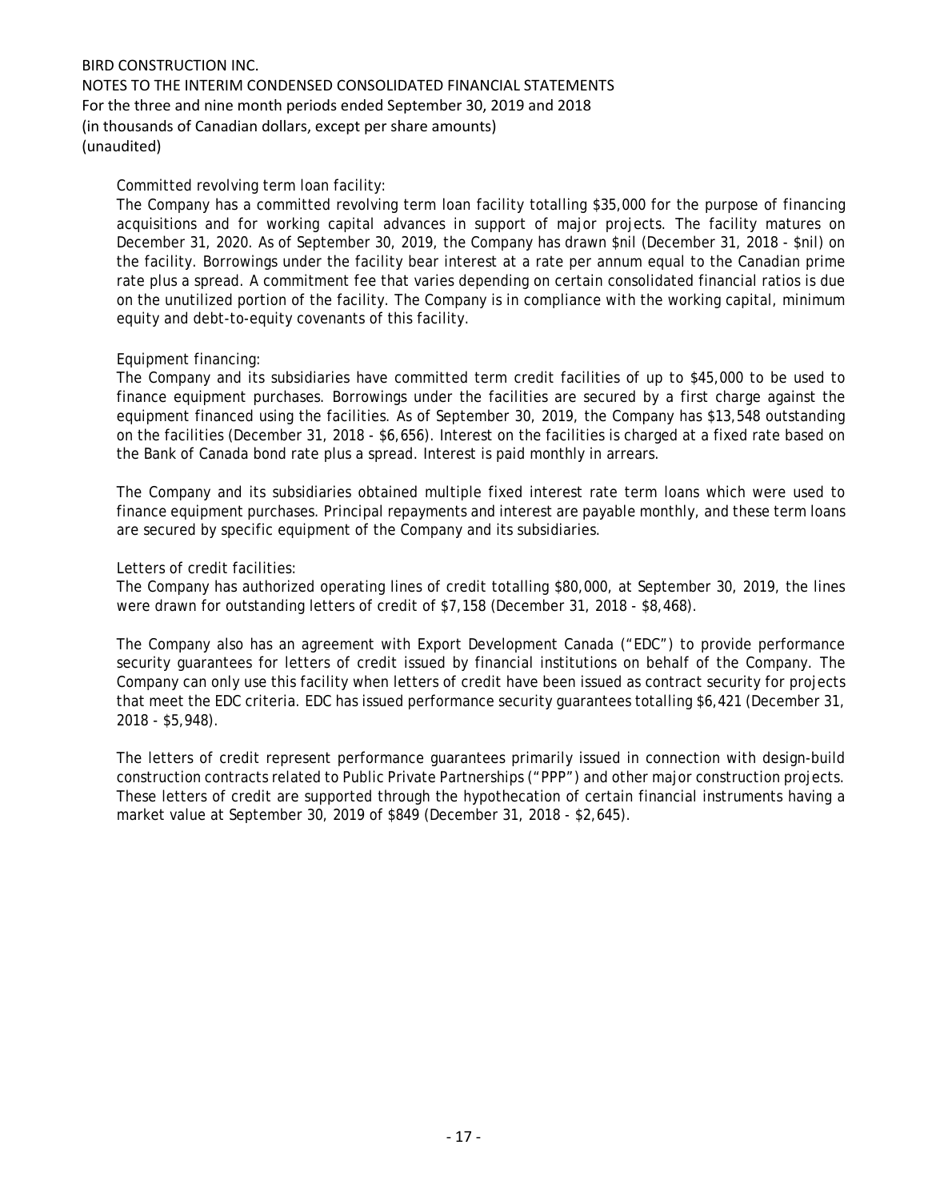Committed revolving term loan facility:

The Company has a committed revolving term loan facility totalling $35,000 for the purpose of financing acquisitions and for working capital advances in support of major projects. The facility matures on December 31, 2020. As of September 30, 2019, the Company has drawn $nil (December 31, 2018 - $nil) on the facility. Borrowings under the facility bear interest at a rate per annum equal to the Canadian prime rate plus a spread. A commitment fee that varies depending on certain consolidated financial ratios is due on the unutilized portion of the facility. The Company is in compliance with the working capital, minimum equity and debt-to-equity covenants of this facility.

Equipment financing:

The Company and its subsidiaries have committed term credit facilities of up to $45,000 to be used to finance equipment purchases. Borrowings under the facilities are secured by a first charge against the equipment financed using the facilities. As of September 30, 2019, the Company has $13,548 outstanding on the facilities (December 31, 2018 - $6,656). Interest on the facilities is charged at a fixed rate based on the Bank of Canada bond rate plus a spread. Interest is paid monthly in arrears.

The Company and its subsidiaries obtained multiple fixed interest rate term loans which were used to finance equipment purchases. Principal repayments and interest are payable monthly, and these term loans are secured by specific equipment of the Company and its subsidiaries.

Letters of credit facilities:

The Company has authorized operating lines of credit totalling $80,000, at September 30, 2019, the lines were drawn for outstanding letters of credit of $7,158 (December 31, 2018 - $8,468).

The Company also has an agreement with Export Development Canada ("EDC") to provide performance security guarantees for letters of credit issued by financial institutions on behalf of the Company. The Company can only use this facility when letters of credit have been issued as contract security for projects that meet the EDC criteria. EDC has issued performance security guarantees totalling $6,421 (December 31, 2018 - $5,948).

The letters of credit represent performance guarantees primarily issued in connection with design-build construction contracts related to Public Private Partnerships ("PPP") and other major construction projects. These letters of credit are supported through the hypothecation of certain financial instruments having a market value at September 30, 2019 of $849 (December 31, 2018 - $2,645).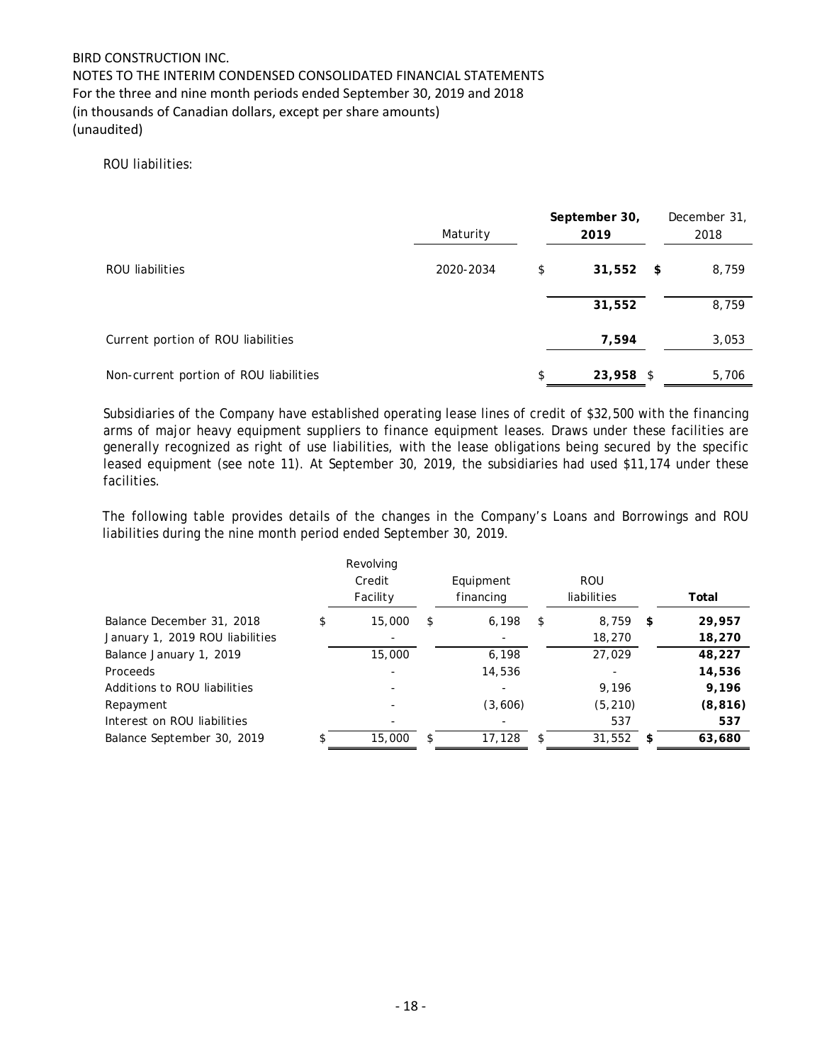ROU liabilities:

| | Maturity | September 30, 2019 | December 31, 2018 |
|---|---|---|---|
| ROU liabilities | 2020-2034 | $ **31,552** | **$** 8,759 |
| | | **31,552** | 8,759 |
| Current portion of ROU liabilities | | **7,594** | 3,053 |
| Non-current portion of ROU liabilities | | $ **23,958** | $ 5,706 |

Subsidiaries of the Company have established operating lease lines of credit of $32,500 with the financing arms of major heavy equipment suppliers to finance equipment leases. Draws under these facilities are generally recognized as right of use liabilities, with the lease obligations being secured by the specific leased equipment (see note 11). At September 30, 2019, the subsidiaries had used $11,174 under these facilities.

The following table provides details of the changes in the Company's Loans and Borrowings and ROU liabilities during the nine month period ended September 30, 2019.

| | Revolving Credit Facility | Equipment financing | ROU liabilities | **Total** |
|---|---|---|---|---|
| Balance December 31, 2018 | $ 15,000 | $ 6,198 | $ 8,759 | **$ 29,957** |
| January 1, 2019 ROU liabilities | - | - | 18,270 | **18,270** |
| Balance January 1, 2019 | 15,000 | 6,198 | 27,029 | **48,227** |
| Proceeds | - | 14,536 | - | **14,536** |
| Additions to ROU liabilities | - | - | 9,196 | **9,196** |
| Repayment | - | (3,606) | (5,210) | **(8,816)** |
| Interest on ROU liabilities | - | - | 537 | **537** |
| Balance September 30, 2019 | $ 15,000 | $ 17,128 | $ 31,552 | **$ 63,680** |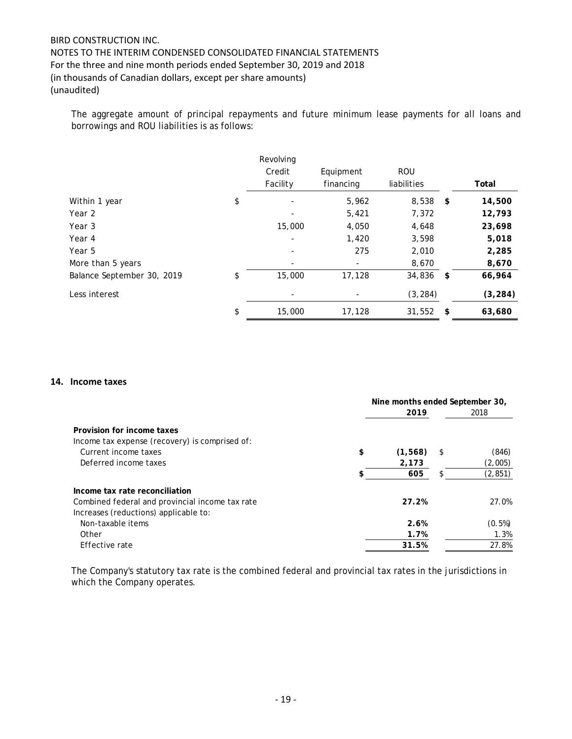The aggregate amount of principal repayments and future minimum lease payments for all loans and borrowings and ROU liabilities is as follows:

| | Revolving Credit Facility | Equipment financing | ROU liabilities | Total |
|---|---|---|---|---|
| Within 1 year | $ - | 5,962 | 8,538 | **$ 14,500** |
| Year 2 | - | 5,421 | 7,372 | **12,793** |
| Year 3 | 15,000 | 4,050 | 4,648 | **23,698** |
| Year 4 | - | 1,420 | 3,598 | **5,018** |
| Year 5 | - | 275 | 2,010 | **2,285** |
| More than 5 years | - | - | 8,670 | **8,670** |
| Balance September 30, 2019 | $ 15,000 | 17,128 | 34,836 | **$ 66,964** |
| Less interest | - | - | (3,284) | **(3,284)** |
| | $ 15,000 | 17,128 | 31,552 | **$ 63,680** |

## 14. Income taxes

| | Nine months ended September 30, | |
|---|---|---|
| | **2019** | 2018 |
| **Provision for income taxes** | | |
| Income tax expense (recovery) is comprised of: | | |
| Current income taxes | **$ (1,568)** | $ (846) |
| Deferred income taxes | **2,173** | (2,005) |
| | **$ 605** | $ (2,851) |
| **Income tax rate reconciliation** | | |
| Combined federal and provincial income tax rate | **27.2%** | 27.0% |
| Increases (reductions) applicable to: | | |
| Non-taxable items | **2.6%** | (0.5%) |
| Other | **1.7%** | 1.3% |
| Effective rate | **31.5%** | 27.8% |

The Company's statutory tax rate is the combined federal and provincial tax rates in the jurisdictions in which the Company operates.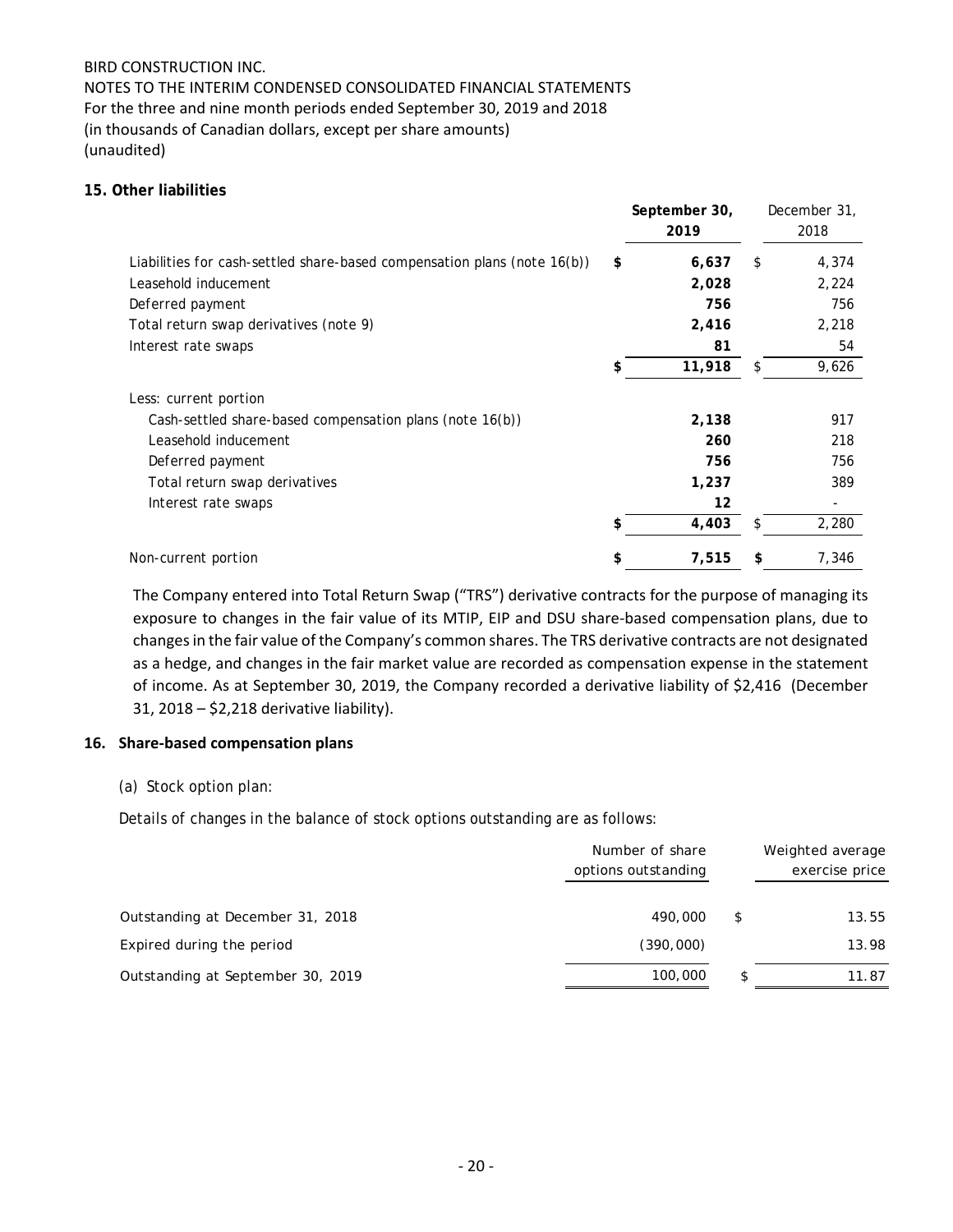BIRD CONSTRUCTION INC.
NOTES TO THE INTERIM CONDENSED CONSOLIDATED FINANCIAL STATEMENTS
For the three and nine month periods ended September 30, 2019 and 2018
(in thousands of Canadian dollars, except per share amounts)
(unaudited)

## 15. Other liabilities

| | **September 30, 2019** | December 31, 2018 |
|---|---|---|
| Liabilities for cash-settled share-based compensation plans (note 16(b)) | **$ 6,637** | $ 4,374 |
| Leasehold inducement | **2,028** | 2,224 |
| Deferred payment | **756** | 756 |
| Total return swap derivatives (note 9) | **2,416** | 2,218 |
| Interest rate swaps | **81** | 54 |
| | **$ 11,918** | $ 9,626 |
| Less: current portion | | |
| Cash-settled share-based compensation plans (note 16(b)) | **2,138** | 917 |
| Leasehold inducement | **260** | 218 |
| Deferred payment | **756** | 756 |
| Total return swap derivatives | **1,237** | 389 |
| Interest rate swaps | **12** | - |
| | **$ 4,403** | $ 2,280 |
| Non-current portion | **$ 7,515** | **$** 7,346 |

The Company entered into Total Return Swap ("TRS") derivative contracts for the purpose of managing its exposure to changes in the fair value of its MTIP, EIP and DSU share-based compensation plans, due to changes in the fair value of the Company's common shares. The TRS derivative contracts are not designated as a hedge, and changes in the fair market value are recorded as compensation expense in the statement of income. As at September 30, 2019, the Company recorded a derivative liability of $2,416 (December 31, 2018 – $2,218 derivative liability).

## 16. Share-based compensation plans

*(a) Stock option plan:*

*Details of changes in the balance of stock options outstanding are as follows:*

| | Number of share options outstanding | Weighted average exercise price |
|---|---|---|
| Outstanding at December 31, 2018 | 490,000 | $ 13.55 |
| Expired during the period | (390,000) | 13.98 |
| Outstanding at September 30, 2019 | 100,000 | $ 11.87 |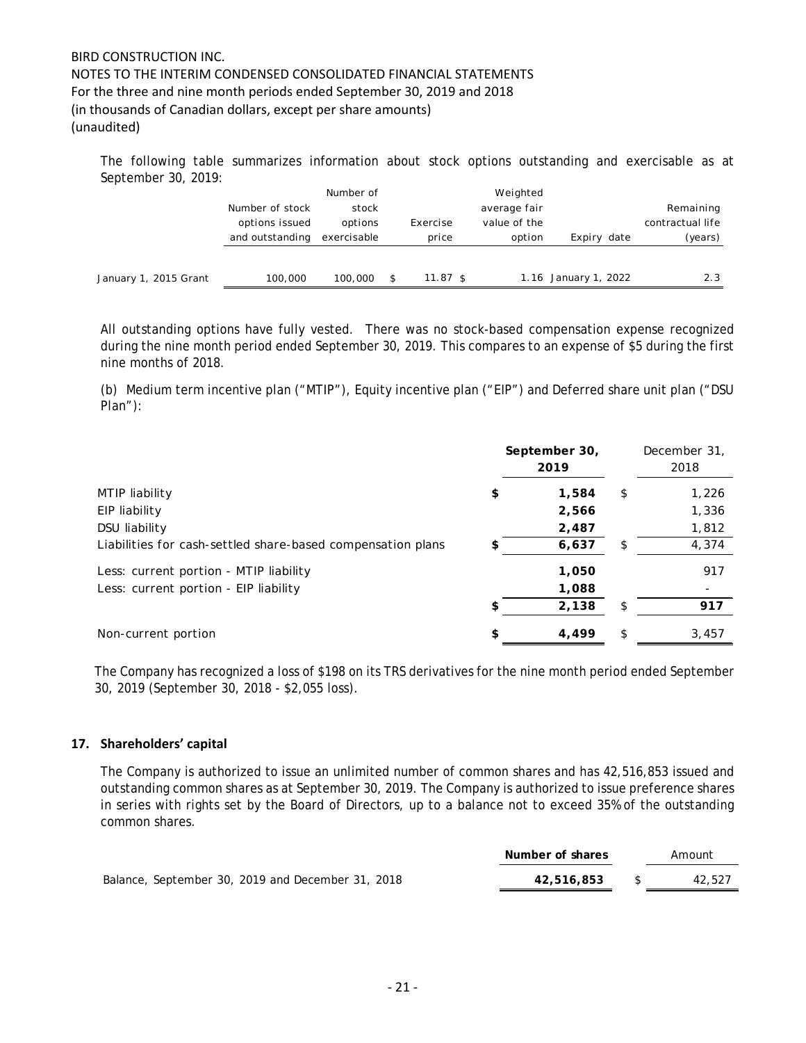The following table summarizes information about stock options outstanding and exercisable as at September 30, 2019:

| | Number of stock options issued and outstanding | Number of stock options exercisable | Exercise price | Weighted average fair value of the option | Expiry date | Remaining contractual life (years) |
|---|---|---|---|---|---|---|
| January 1, 2015 Grant | 100,000 | 100,000 | $ 11.87 | $ 1.16 | January 1, 2022 | 2.3 |

All outstanding options have fully vested. There was no stock-based compensation expense recognized during the nine month period ended September 30, 2019. This compares to an expense of $5 during the first nine months of 2018.

(b) Medium term incentive plan ("MTIP"), Equity incentive plan ("EIP") and Deferred share unit plan ("DSU Plan"):

| | **September 30, 2019** | December 31, 2018 |
|---|---|---|
| MTIP liability | **$ 1,584** | $ 1,226 |
| EIP liability | **2,566** | 1,336 |
| DSU liability | **2,487** | 1,812 |
| Liabilities for cash-settled share-based compensation plans | **$ 6,637** | $ 4,374 |
| Less: current portion - MTIP liability | **1,050** | 917 |
| Less: current portion - EIP liability | **1,088** | - |
| | **$ 2,138** | $ **917** |
| Non-current portion | **$ 4,499** | $ 3,457 |

The Company has recognized a loss of $198 on its TRS derivatives for the nine month period ended September 30, 2019 (September 30, 2018 - $2,055 loss).

## 17. Shareholders' capital

The Company is authorized to issue an unlimited number of common shares and has 42,516,853 issued and outstanding common shares as at September 30, 2019. The Company is authorized to issue preference shares in series with rights set by the Board of Directors, up to a balance not to exceed 35% of the outstanding common shares.

| | **Number of shares** | Amount |
|---|---|---|
| Balance, September 30, 2019 and December 31, 2018 | **42,516,853** | $ 42,527 |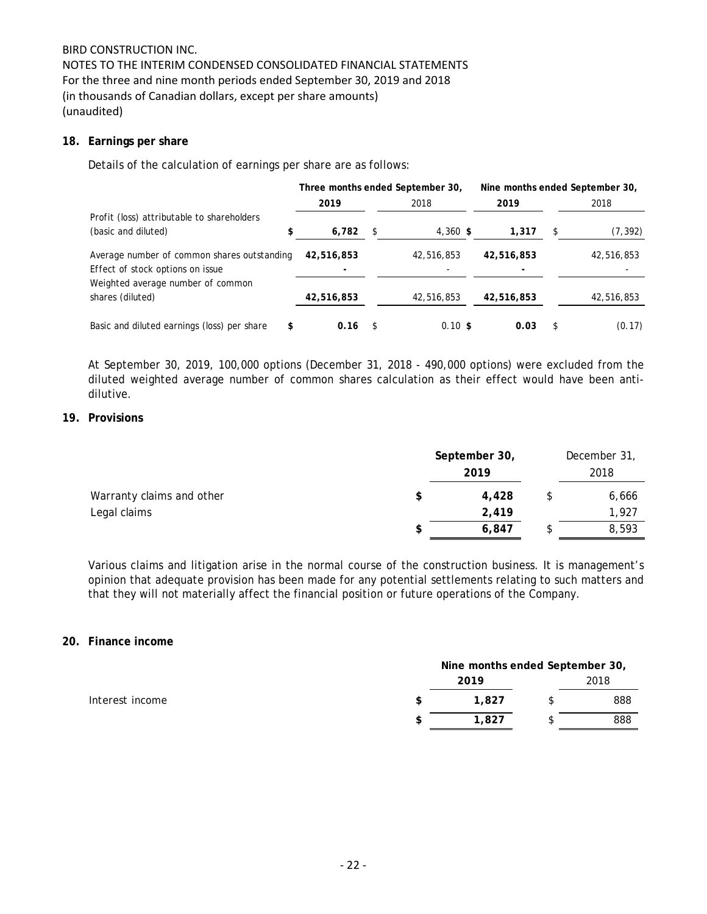BIRD CONSTRUCTION INC.
NOTES TO THE INTERIM CONDENSED CONSOLIDATED FINANCIAL STATEMENTS
For the three and nine month periods ended September 30, 2019 and 2018
(in thousands of Canadian dollars, except per share amounts)
(unaudited)

## 18. Earnings per share

Details of the calculation of earnings per share are as follows:

| | Three months ended September 30, | | Nine months ended September 30, | |
|---|---|---|---|---|
| | **2019** | 2018 | **2019** | 2018 |
| Profit (loss) attributable to shareholders (basic and diluted) | **$ 6,782** | $ 4,360 | **$ 1,317** | $ (7,392) |
| Average number of common shares outstanding | **42,516,853** | 42,516,853 | **42,516,853** | 42,516,853 |
| Effect of stock options on issue | **-** | - | **-** | - |
| Weighted average number of common shares (diluted) | **42,516,853** | 42,516,853 | **42,516,853** | 42,516,853 |
| Basic and diluted earnings (loss) per share | **$ 0.16** | $ 0.10 | **$ 0.03** | $ (0.17) |

At September 30, 2019, 100,000 options (December 31, 2018 - 490,000 options) were excluded from the diluted weighted average number of common shares calculation as their effect would have been anti-dilutive.

## 19. Provisions

| | September 30, 2019 | December 31, 2018 |
|---|---|---|
| Warranty claims and other | **$ 4,428** | $ 6,666 |
| Legal claims | **2,419** | 1,927 |
| | **$ 6,847** | $ 8,593 |

Various claims and litigation arise in the normal course of the construction business. It is management's opinion that adequate provision has been made for any potential settlements relating to such matters and that they will not materially affect the financial position or future operations of the Company.

## 20. Finance income

| | Nine months ended September 30, | |
|---|---|---|
| | **2019** | 2018 |
| Interest income | **$ 1,827** | $ 888 |
| | **$ 1,827** | $ 888 |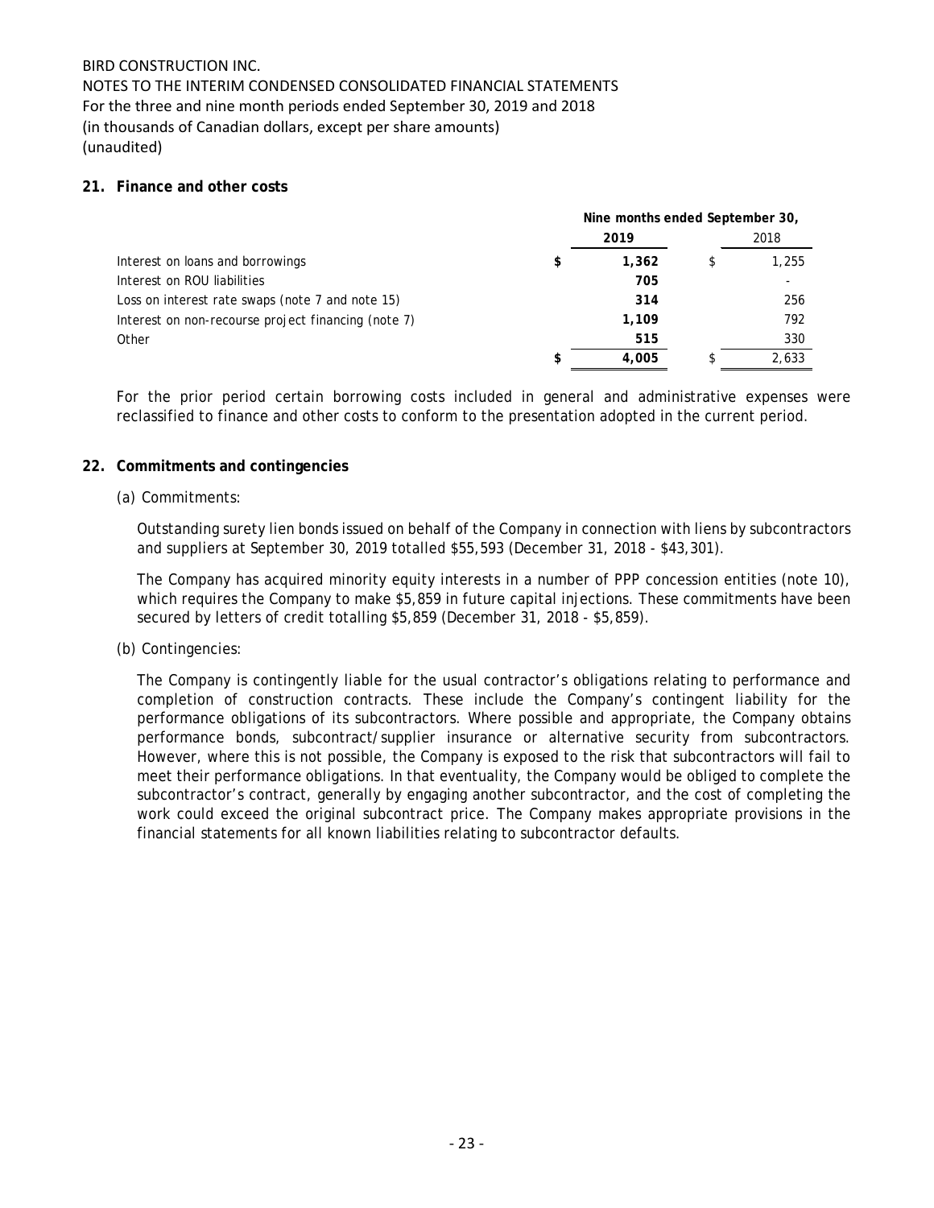BIRD CONSTRUCTION INC.
NOTES TO THE INTERIM CONDENSED CONSOLIDATED FINANCIAL STATEMENTS
For the three and nine month periods ended September 30, 2019 and 2018
(in thousands of Canadian dollars, except per share amounts)
(unaudited)

## 21. Finance and other costs

| | Nine months ended September 30, | |
|---|---|---|
| | **2019** | 2018 |
| Interest on loans and borrowings | **$ 1,362** | $ 1,255 |
| Interest on ROU liabilities | **705** | - |
| Loss on interest rate swaps (note 7 and note 15) | **314** | 256 |
| Interest on non-recourse project financing (note 7) | **1,109** | 792 |
| Other | **515** | 330 |
| | **$ 4,005** | $ 2,633 |

For the prior period certain borrowing costs included in general and administrative expenses were reclassified to finance and other costs to conform to the presentation adopted in the current period.

## 22. Commitments and contingencies

(a) Commitments:

Outstanding surety lien bonds issued on behalf of the Company in connection with liens by subcontractors and suppliers at September 30, 2019 totalled $55,593 (December 31, 2018 - $43,301).

The Company has acquired minority equity interests in a number of PPP concession entities (note 10), which requires the Company to make $5,859 in future capital injections. These commitments have been secured by letters of credit totalling $5,859 (December 31, 2018 - $5,859).

(b) Contingencies:

The Company is contingently liable for the usual contractor's obligations relating to performance and completion of construction contracts. These include the Company's contingent liability for the performance obligations of its subcontractors. Where possible and appropriate, the Company obtains performance bonds, subcontract/supplier insurance or alternative security from subcontractors. However, where this is not possible, the Company is exposed to the risk that subcontractors will fail to meet their performance obligations. In that eventuality, the Company would be obliged to complete the subcontractor's contract, generally by engaging another subcontractor, and the cost of completing the work could exceed the original subcontract price. The Company makes appropriate provisions in the financial statements for all known liabilities relating to subcontractor defaults.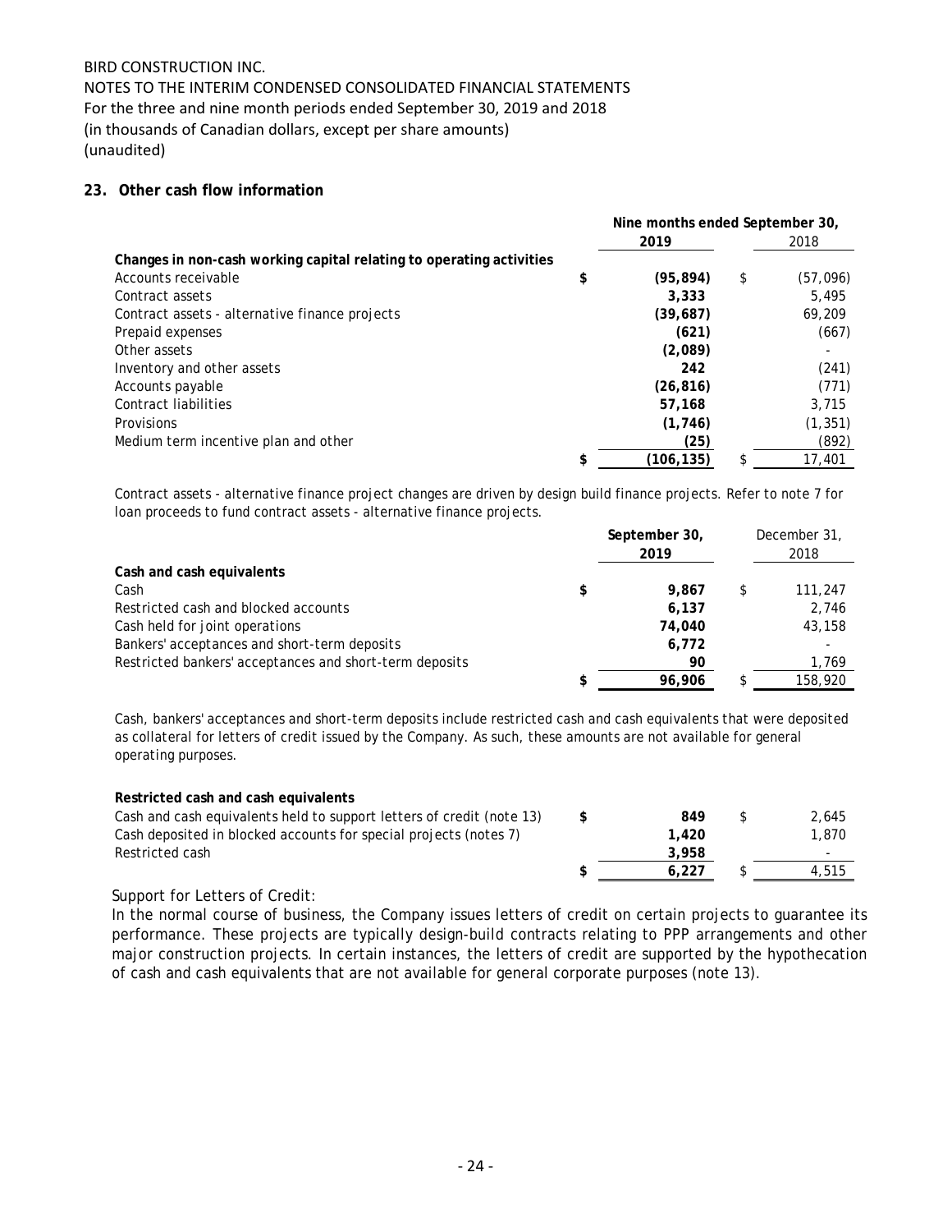BIRD CONSTRUCTION INC.
NOTES TO THE INTERIM CONDENSED CONSOLIDATED FINANCIAL STATEMENTS
For the three and nine month periods ended September 30, 2019 and 2018
(in thousands of Canadian dollars, except per share amounts)
(unaudited)

## 23. Other cash flow information

| | Nine months ended September 30, | |
|---|---|---|
| | **2019** | 2018 |
| **Changes in non-cash working capital relating to operating activities** | | |
| Accounts receivable | **$ (95,894)** | $ (57,096) |
| Contract assets | **3,333** | 5,495 |
| Contract assets - alternative finance projects | **(39,687)** | 69,209 |
| Prepaid expenses | **(621)** | (667) |
| Other assets | **(2,089)** | - |
| Inventory and other assets | **242** | (241) |
| Accounts payable | **(26,816)** | (771) |
| Contract liabilities | **57,168** | 3,715 |
| Provisions | **(1,746)** | (1,351) |
| Medium term incentive plan and other | **(25)** | (892) |
| | **$ (106,135)** | $ 17,401 |

Contract assets - alternative finance project changes are driven by design build finance projects. Refer to note 7 for loan proceeds to fund contract assets - alternative finance projects.

| | **September 30, 2019** | December 31, 2018 |
|---|---|---|
| **Cash and cash equivalents** | | |
| Cash | **$ 9,867** | $ 111,247 |
| Restricted cash and blocked accounts | **6,137** | 2,746 |
| Cash held for joint operations | **74,040** | 43,158 |
| Bankers' acceptances and short-term deposits | **6,772** | - |
| Restricted bankers' acceptances and short-term deposits | **90** | 1,769 |
| | **$ 96,906** | $ 158,920 |

Cash, bankers' acceptances and short-term deposits include restricted cash and cash equivalents that were deposited as collateral for letters of credit issued by the Company. As such, these amounts are not available for general operating purposes.

| **Restricted cash and cash equivalents** | | |
|---|---|---|
| Cash and cash equivalents held to support letters of credit (note 13) | **$ 849** | $ 2,645 |
| Cash deposited in blocked accounts for special projects (notes 7) | **1,420** | 1,870 |
| Restricted cash | **3,958** | - |
| | **$ 6,227** | $ 4,515 |

Support for Letters of Credit:

In the normal course of business, the Company issues letters of credit on certain projects to guarantee its performance. These projects are typically design-build contracts relating to PPP arrangements and other major construction projects. In certain instances, the letters of credit are supported by the hypothecation of cash and cash equivalents that are not available for general corporate purposes (note 13).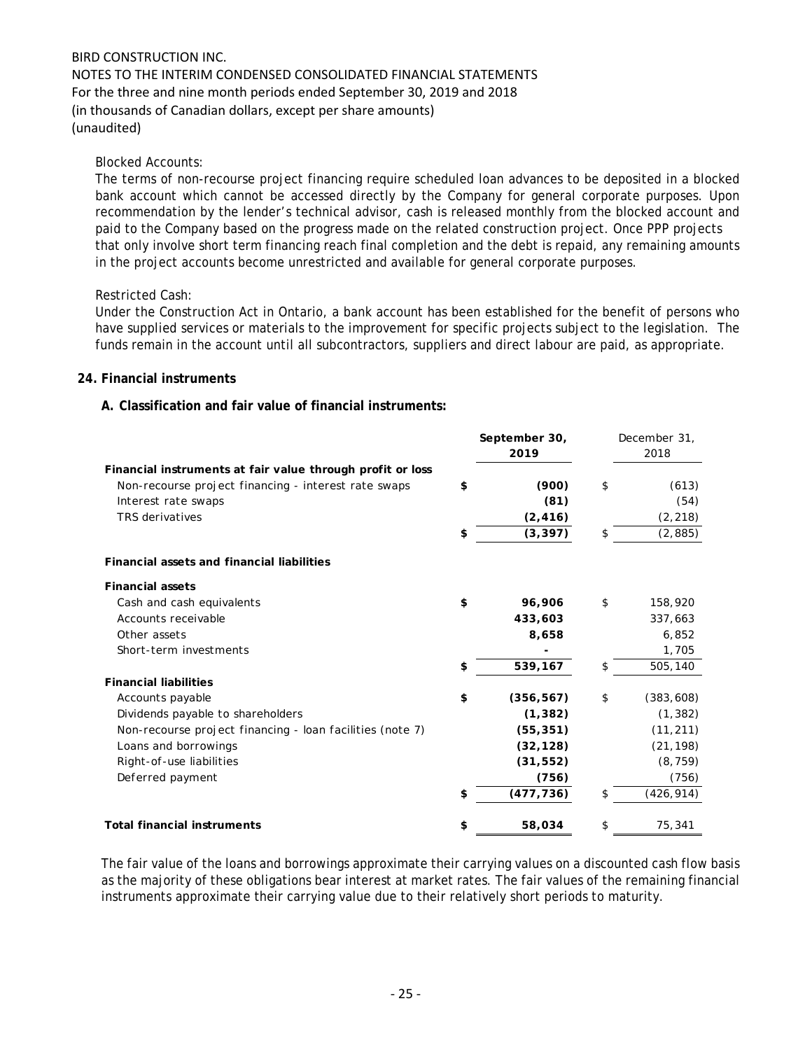Blocked Accounts:

The terms of non-recourse project financing require scheduled loan advances to be deposited in a blocked bank account which cannot be accessed directly by the Company for general corporate purposes. Upon recommendation by the lender's technical advisor, cash is released monthly from the blocked account and paid to the Company based on the progress made on the related construction project. Once PPP projects that only involve short term financing reach final completion and the debt is repaid, any remaining amounts in the project accounts become unrestricted and available for general corporate purposes.

Restricted Cash:

Under the Construction Act in Ontario, a bank account has been established for the benefit of persons who have supplied services or materials to the improvement for specific projects subject to the legislation. The funds remain in the account until all subcontractors, suppliers and direct labour are paid, as appropriate.

## 24. Financial instruments

### A. Classification and fair value of financial instruments:

| | September 30, 2019 | December 31, 2018 |
|---|---|---|
| **Financial instruments at fair value through profit or loss** | | |
| Non-recourse project financing - interest rate swaps | **$ (900)** | $ (613) |
| Interest rate swaps | **(81)** | (54) |
| TRS derivatives | **(2,416)** | (2,218) |
| | **$ (3,397)** | $ (2,885) |
| **Financial assets and financial liabilities** | | |
| **Financial assets** | | |
| Cash and cash equivalents | **$ 96,906** | $ 158,920 |
| Accounts receivable | **433,603** | 337,663 |
| Other assets | **8,658** | 6,852 |
| Short-term investments | **-** | 1,705 |
| | **$ 539,167** | $ 505,140 |
| **Financial liabilities** | | |
| Accounts payable | **$ (356,567)** | $ (383,608) |
| Dividends payable to shareholders | **(1,382)** | (1,382) |
| Non-recourse project financing - loan facilities (note 7) | **(55,351)** | (11,211) |
| Loans and borrowings | **(32,128)** | (21,198) |
| Right-of-use liabilities | **(31,552)** | (8,759) |
| Deferred payment | **(756)** | (756) |
| | **$ (477,736)** | $ (426,914) |
| **Total financial instruments** | **$ 58,034** | $ 75,341 |

The fair value of the loans and borrowings approximate their carrying values on a discounted cash flow basis as the majority of these obligations bear interest at market rates. The fair values of the remaining financial instruments approximate their carrying value due to their relatively short periods to maturity.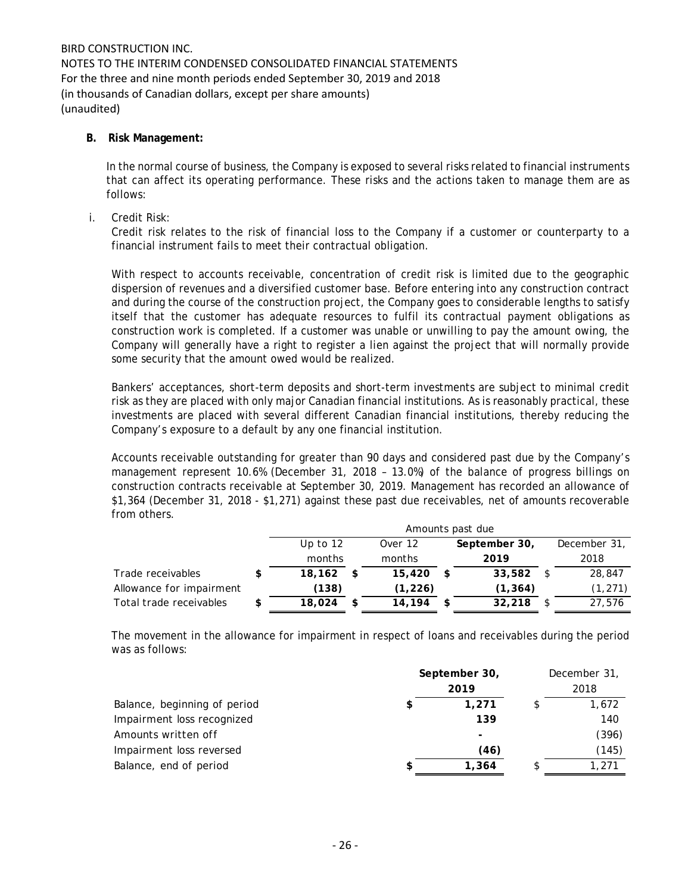**B. Risk Management:**

In the normal course of business, the Company is exposed to several risks related to financial instruments that can affect its operating performance. These risks and the actions taken to manage them are as follows:

i. Credit Risk:

Credit risk relates to the risk of financial loss to the Company if a customer or counterparty to a financial instrument fails to meet their contractual obligation.

With respect to accounts receivable, concentration of credit risk is limited due to the geographic dispersion of revenues and a diversified customer base. Before entering into any construction contract and during the course of the construction project, the Company goes to considerable lengths to satisfy itself that the customer has adequate resources to fulfil its contractual payment obligations as construction work is completed. If a customer was unable or unwilling to pay the amount owing, the Company will generally have a right to register a lien against the project that will normally provide some security that the amount owed would be realized.

Bankers' acceptances, short-term deposits and short-term investments are subject to minimal credit risk as they are placed with only major Canadian financial institutions. As is reasonably practical, these investments are placed with several different Canadian financial institutions, thereby reducing the Company's exposure to a default by any one financial institution.

Accounts receivable outstanding for greater than 90 days and considered past due by the Company's management represent 10.6% (December 31, 2018 – 13.0%) of the balance of progress billings on construction contracts receivable at September 30, 2019. Management has recorded an allowance of $1,364 (December 31, 2018 - $1,271) against these past due receivables, net of amounts recoverable from others.

| | Amounts past due | | | |
|---|---|---|---|---|
| | Up to 12 months | Over 12 months | **September 30, 2019** | December 31, 2018 |
| Trade receivables | $ **18,162** | $ **15,420** | $ **33,582** | $ 28,847 |
| Allowance for impairment | **(138)** | **(1,226)** | **(1,364)** | (1,271) |
| Total trade receivables | $ **18,024** | $ **14,194** | $ **32,218** | $ 27,576 |

The movement in the allowance for impairment in respect of loans and receivables during the period was as follows:

| | **September 30, 2019** | December 31, 2018 |
|---|---|---|
| Balance, beginning of period | $ **1,271** | $ 1,672 |
| Impairment loss recognized | **139** | 140 |
| Amounts written off | **-** | (396) |
| Impairment loss reversed | **(46)** | (145) |
| Balance, end of period | $ **1,364** | $ 1,271 |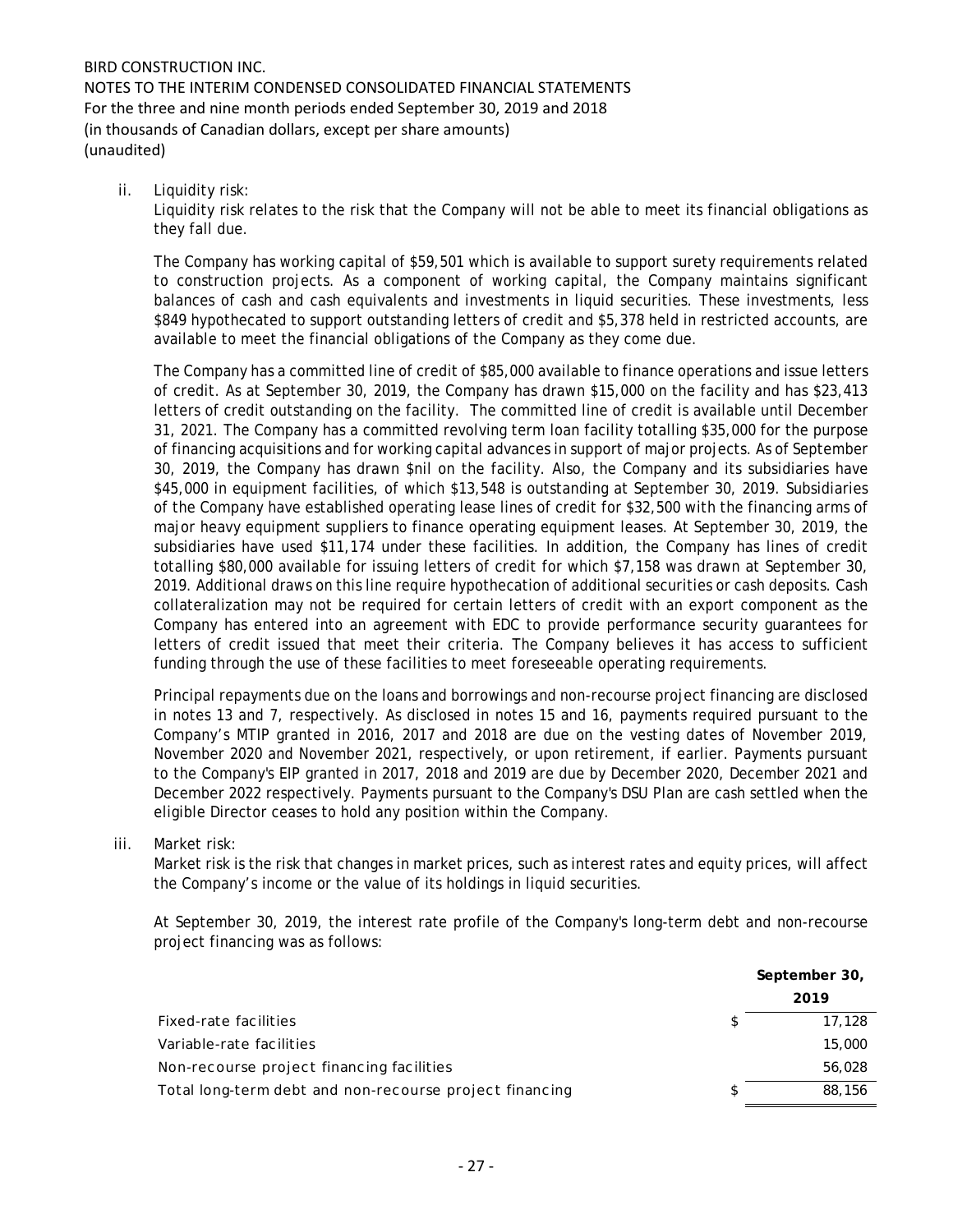ii. *Liquidity risk:*

Liquidity risk relates to the risk that the Company will not be able to meet its financial obligations as they fall due.

The Company has working capital of $59,501 which is available to support surety requirements related to construction projects. As a component of working capital, the Company maintains significant balances of cash and cash equivalents and investments in liquid securities. These investments, less $849 hypothecated to support outstanding letters of credit and $5,378 held in restricted accounts, are available to meet the financial obligations of the Company as they come due.

The Company has a committed line of credit of $85,000 available to finance operations and issue letters of credit. As at September 30, 2019, the Company has drawn $15,000 on the facility and has $23,413 letters of credit outstanding on the facility. The committed line of credit is available until December 31, 2021. The Company has a committed revolving term loan facility totalling $35,000 for the purpose of financing acquisitions and for working capital advances in support of major projects. As of September 30, 2019, the Company has drawn $nil on the facility. Also, the Company and its subsidiaries have $45,000 in equipment facilities, of which $13,548 is outstanding at September 30, 2019. Subsidiaries of the Company have established operating lease lines of credit for $32,500 with the financing arms of major heavy equipment suppliers to finance operating equipment leases. At September 30, 2019, the subsidiaries have used $11,174 under these facilities. In addition, the Company has lines of credit totalling $80,000 available for issuing letters of credit for which $7,158 was drawn at September 30, 2019. Additional draws on this line require hypothecation of additional securities or cash deposits. Cash collateralization may not be required for certain letters of credit with an export component as the Company has entered into an agreement with EDC to provide performance security guarantees for letters of credit issued that meet their criteria. The Company believes it has access to sufficient funding through the use of these facilities to meet foreseeable operating requirements.

Principal repayments due on the loans and borrowings and non-recourse project financing are disclosed in notes 13 and 7, respectively. As disclosed in notes 15 and 16, payments required pursuant to the Company's MTIP granted in 2016, 2017 and 2018 are due on the vesting dates of November 2019, November 2020 and November 2021, respectively, or upon retirement, if earlier. Payments pursuant to the Company's EIP granted in 2017, 2018 and 2019 are due by December 2020, December 2021 and December 2022 respectively. Payments pursuant to the Company's DSU Plan are cash settled when the eligible Director ceases to hold any position within the Company.

iii. *Market risk:*

Market risk is the risk that changes in market prices, such as interest rates and equity prices, will affect the Company's income or the value of its holdings in liquid securities.

At September 30, 2019, the interest rate profile of the Company's long-term debt and non-recourse project financing was as follows:

| | | **September 30, 2019** |
|---|---|---|
| Fixed-rate facilities | $ | 17,128 |
| Variable-rate facilities | | 15,000 |
| Non-recourse project financing facilities | | 56,028 |
| Total long-term debt and non-recourse project financing | $ | 88,156 |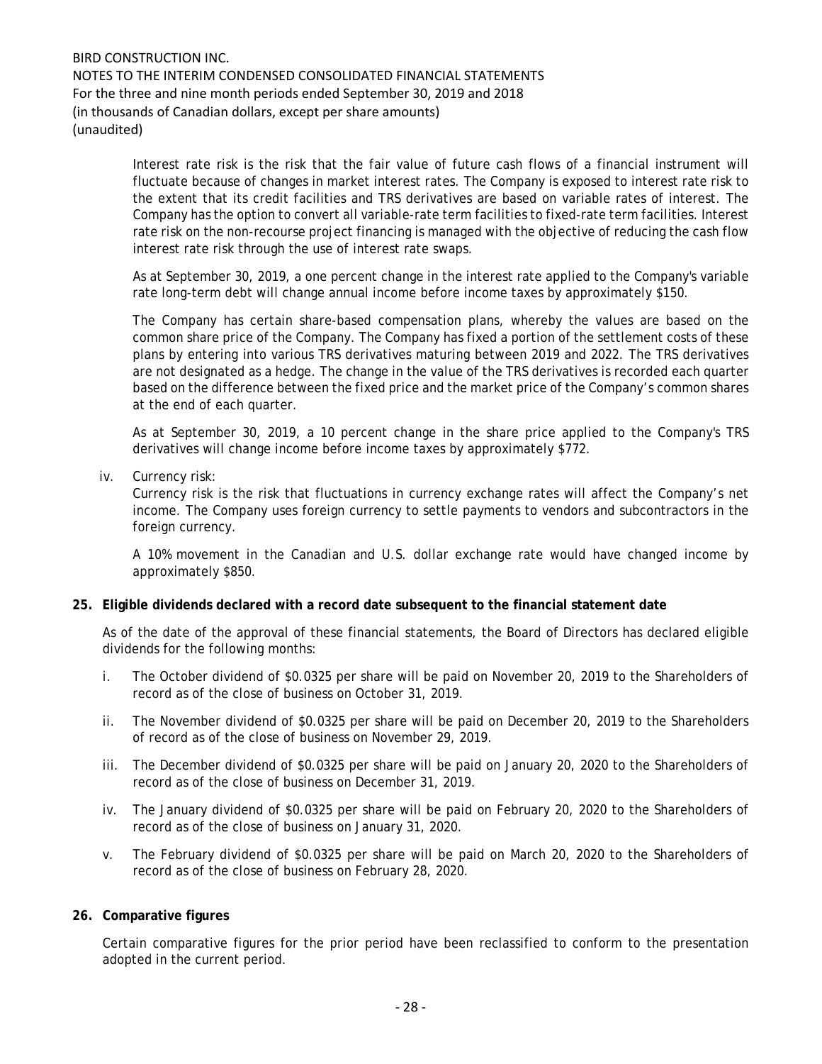Interest rate risk is the risk that the fair value of future cash flows of a financial instrument will fluctuate because of changes in market interest rates. The Company is exposed to interest rate risk to the extent that its credit facilities and TRS derivatives are based on variable rates of interest. The Company has the option to convert all variable-rate term facilities to fixed-rate term facilities. Interest rate risk on the non-recourse project financing is managed with the objective of reducing the cash flow interest rate risk through the use of interest rate swaps.

As at September 30, 2019, a one percent change in the interest rate applied to the Company's variable rate long-term debt will change annual income before income taxes by approximately $150.

The Company has certain share-based compensation plans, whereby the values are based on the common share price of the Company. The Company has fixed a portion of the settlement costs of these plans by entering into various TRS derivatives maturing between 2019 and 2022. The TRS derivatives are not designated as a hedge. The change in the value of the TRS derivatives is recorded each quarter based on the difference between the fixed price and the market price of the Company's common shares at the end of each quarter.

As at September 30, 2019, a 10 percent change in the share price applied to the Company's TRS derivatives will change income before income taxes by approximately $772.

iv. Currency risk:
Currency risk is the risk that fluctuations in currency exchange rates will affect the Company's net income. The Company uses foreign currency to settle payments to vendors and subcontractors in the foreign currency.

A 10% movement in the Canadian and U.S. dollar exchange rate would have changed income by approximately $850.

**25. Eligible dividends declared with a record date subsequent to the financial statement date**

As of the date of the approval of these financial statements, the Board of Directors has declared eligible dividends for the following months:

i. The October dividend of $0.0325 per share will be paid on November 20, 2019 to the Shareholders of record as of the close of business on October 31, 2019.

ii. The November dividend of $0.0325 per share will be paid on December 20, 2019 to the Shareholders of record as of the close of business on November 29, 2019.

iii. The December dividend of $0.0325 per share will be paid on January 20, 2020 to the Shareholders of record as of the close of business on December 31, 2019.

iv. The January dividend of $0.0325 per share will be paid on February 20, 2020 to the Shareholders of record as of the close of business on January 31, 2020.

v. The February dividend of $0.0325 per share will be paid on March 20, 2020 to the Shareholders of record as of the close of business on February 28, 2020.

**26. Comparative figures**

Certain comparative figures for the prior period have been reclassified to conform to the presentation adopted in the current period.